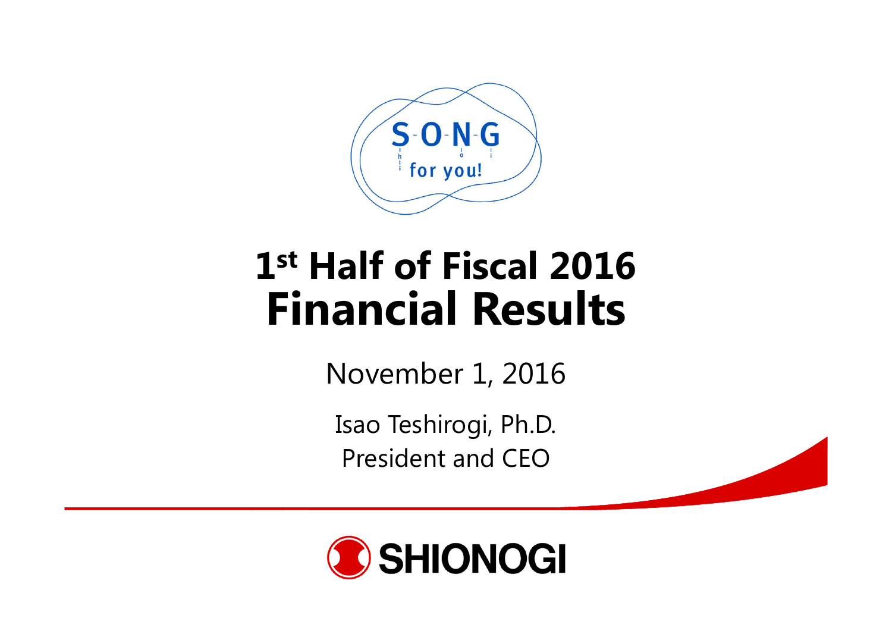S-O-N-G for you!

# 1st Half of Fiscal 2016 Financial Results

November 1, 2016

Isao Teshirogi, Ph.D.
President and CEO

SHIONOGI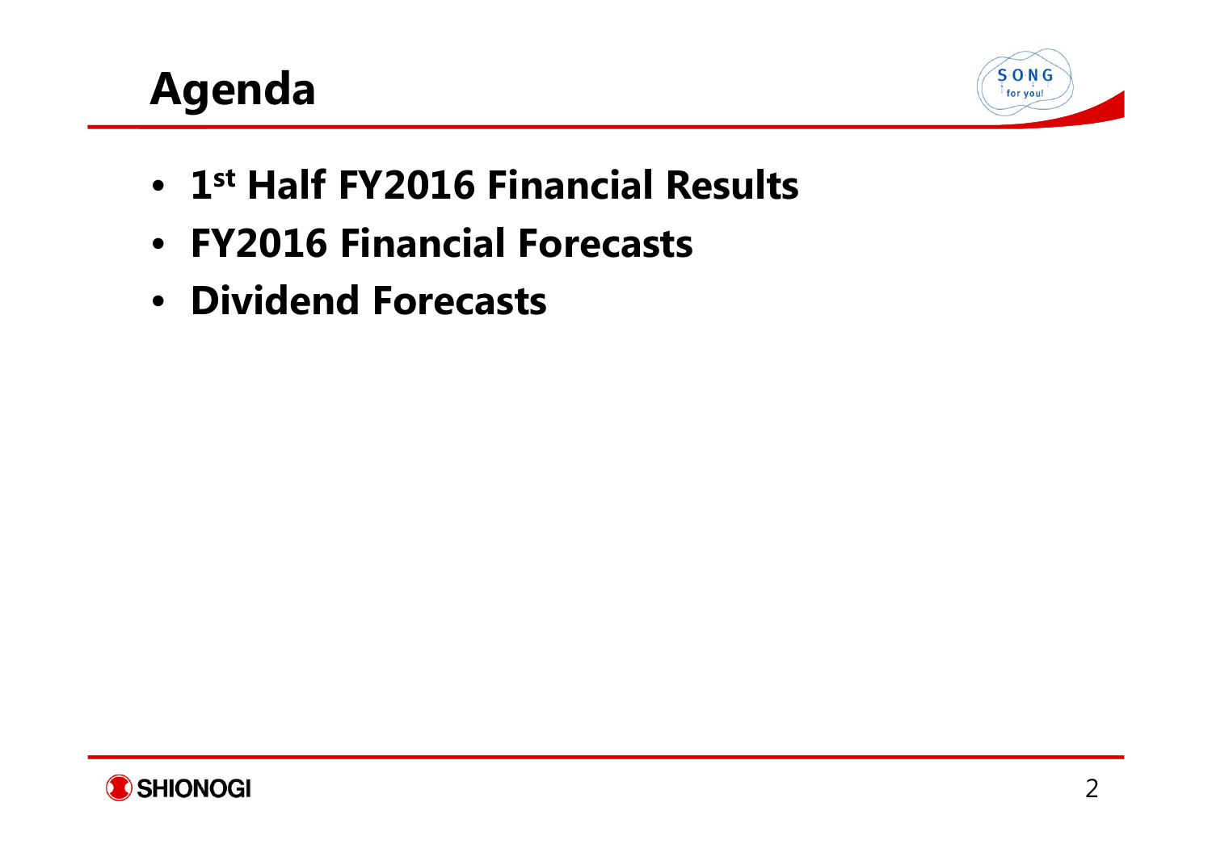# Agenda

- **1st Half FY2016 Financial Results**
- **FY2016 Financial Forecasts**
- **Dividend Forecasts**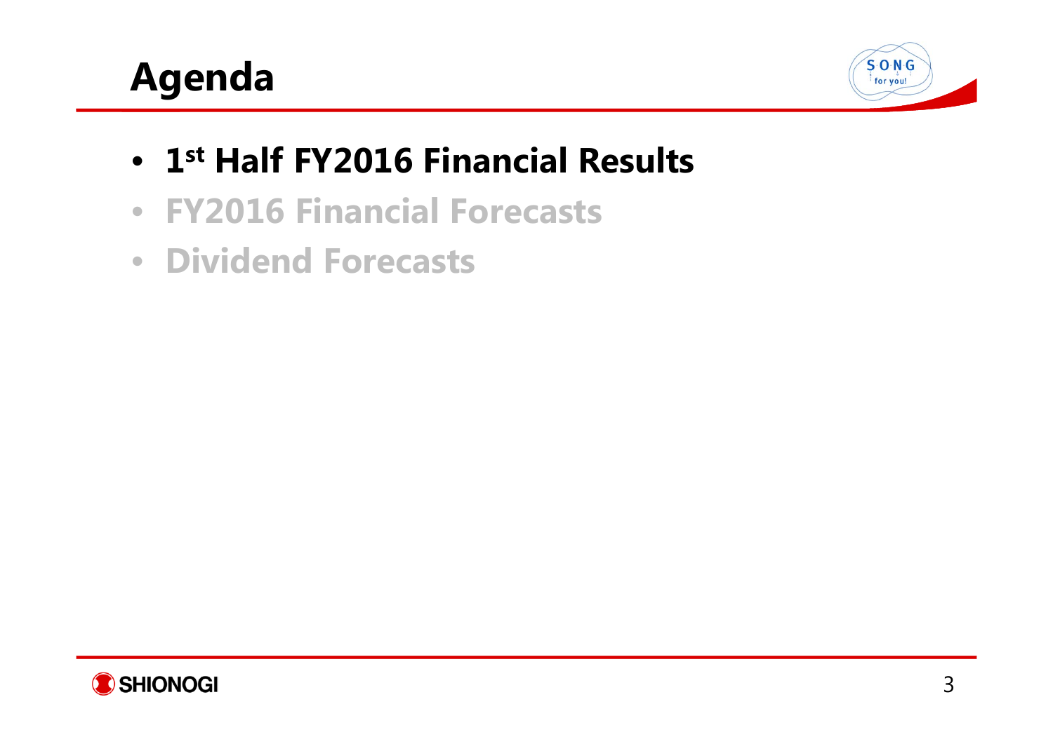# Agenda

- **1st Half FY2016 Financial Results**
- FY2016 Financial Forecasts
- Dividend Forecasts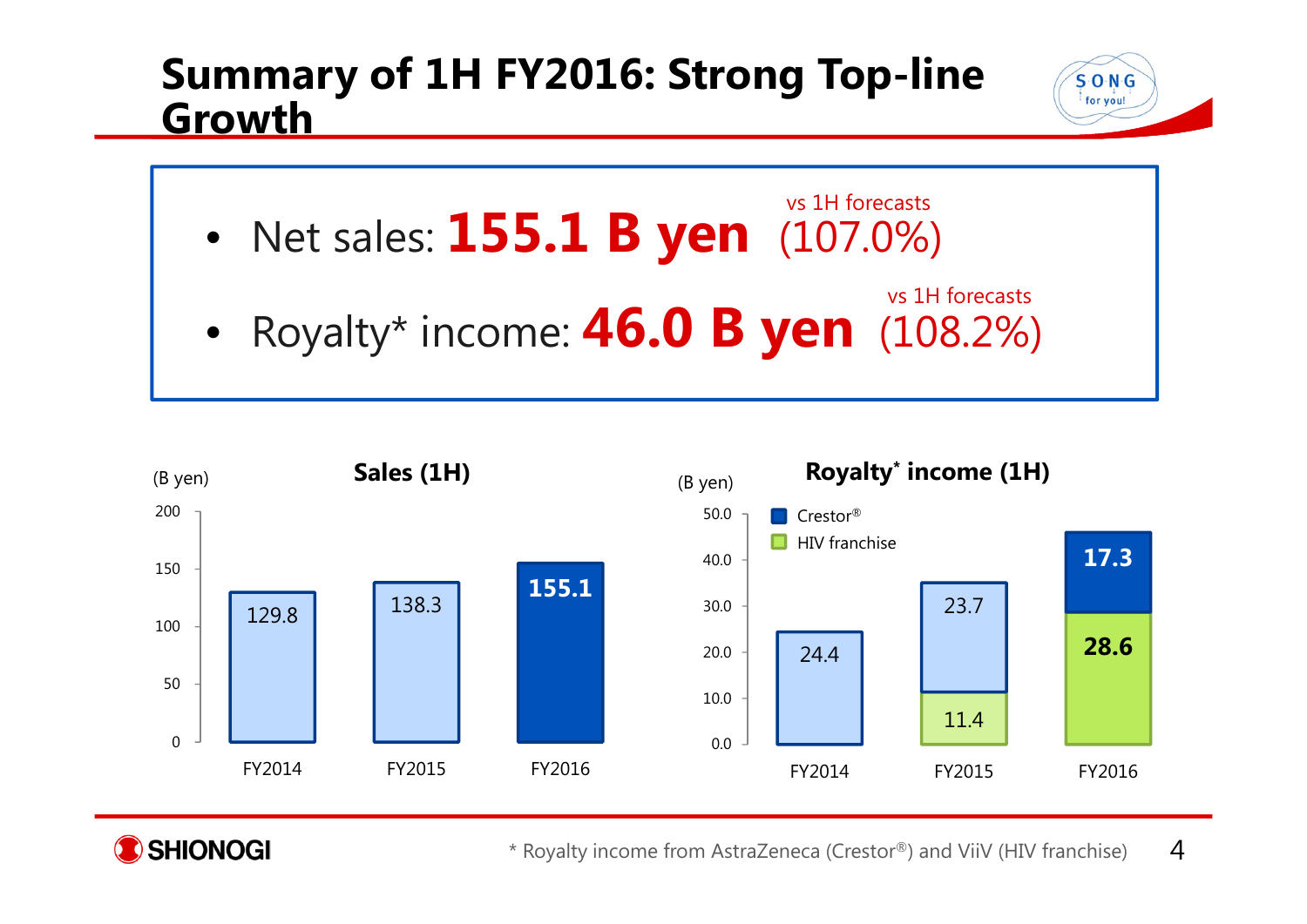# Summary of 1H FY2016: Strong Top-line Growth

- Net sales: **155.1 B yen** (107.0% vs 1H forecasts)
- Royalty* income: **46.0 B yen** (108.2% vs 1H forecasts)

**Sales (1H)** (B yen)

| | FY2014 | FY2015 | FY2016 |
|---|---|---|---|
| Sales | 129.8 | 138.3 | 155.1 |

**Royalty* income (1H)** (B yen)

| | FY2014 | FY2015 | FY2016 |
|---|---|---|---|
| Crestor® | 24.4 | 23.7 | 17.3 |
| HIV franchise | | 11.4 | 28.6 |

\* Royalty income from AstraZeneca (Crestor®) and ViiV (HIV franchise)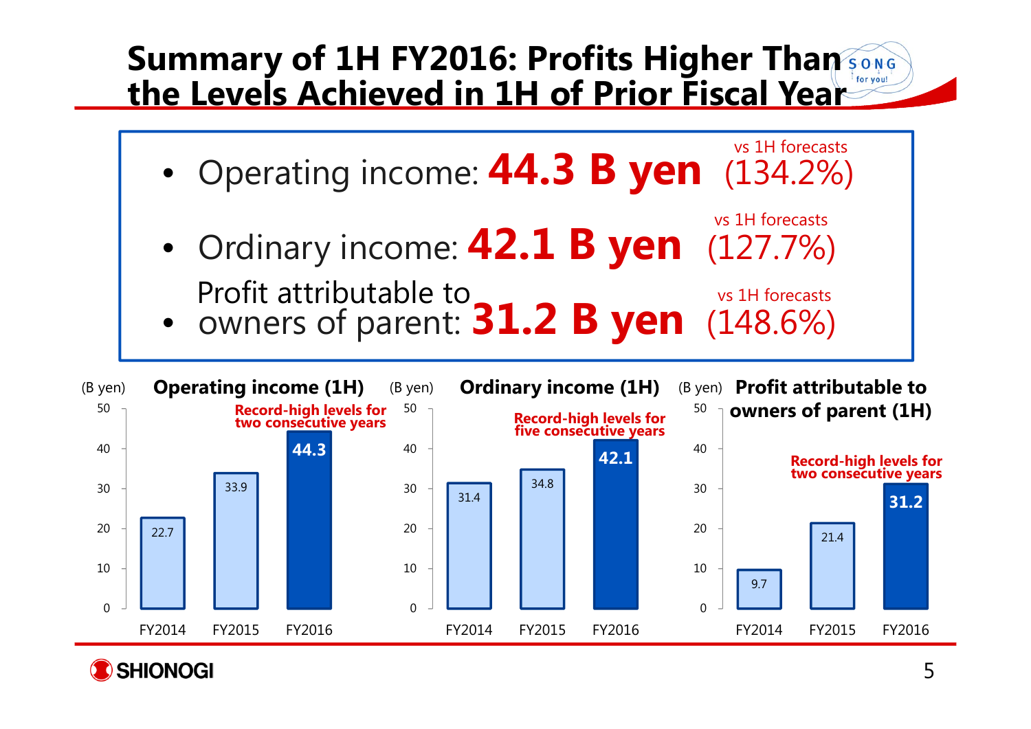# Summary of 1H FY2016: Profits Higher Than the Levels Achieved in 1H of Prior Fiscal Year

- Operating income: **44.3 B yen** (134.2% vs 1H forecasts)
- Ordinary income: **42.1 B yen** (127.7% vs 1H forecasts)
- Profit attributable to owners of parent: **31.2 B yen** (148.6% vs 1H forecasts)

**Operating income (1H)** (B yen) — Record-high levels for two consecutive years

| | FY2014 | FY2015 | FY2016 |
|---|---|---|---|
| Operating income (1H) | 22.7 | 33.9 | 44.3 |

**Ordinary income (1H)** (B yen) — Record-high levels for five consecutive years

| | FY2014 | FY2015 | FY2016 |
|---|---|---|---|
| Ordinary income (1H) | 31.4 | 34.8 | 42.1 |

**Profit attributable to owners of parent (1H)** (B yen) — Record-high levels for two consecutive years

| | FY2014 | FY2015 | FY2016 |
|---|---|---|---|
| Profit attributable to owners of parent (1H) | 9.7 | 21.4 | 31.2 |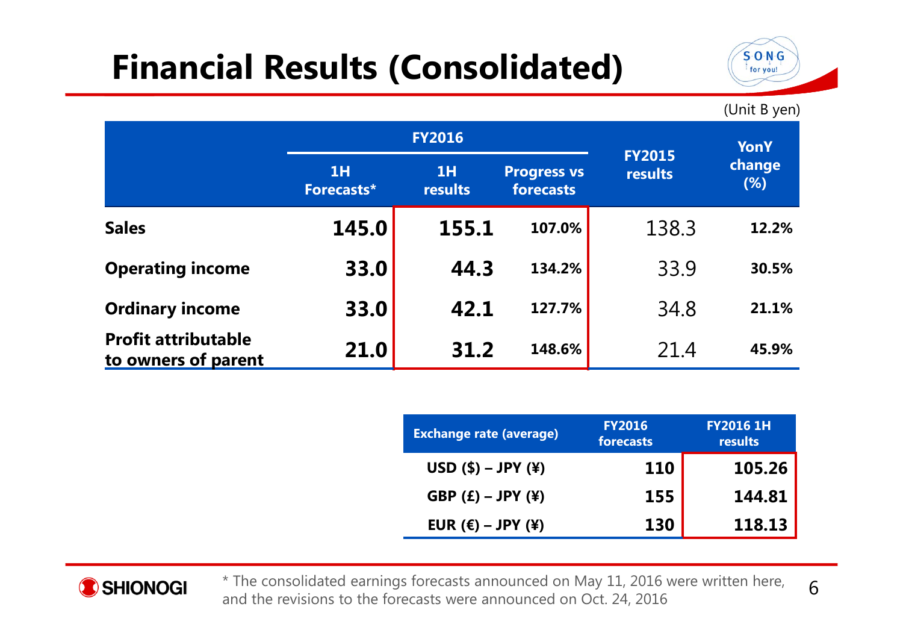# Financial Results (Consolidated)

(Unit B yen)

| | FY2016 | | | FY2015 results | YonY change (%) |
|---|---|---|---|---|---|
| | 1H Forecasts* | 1H results | Progress vs forecasts | | |
| **Sales** | **145.0** | **155.1** | **107.0%** | 138.3 | **12.2%** |
| **Operating income** | **33.0** | **44.3** | **134.2%** | 33.9 | **30.5%** |
| **Ordinary income** | **33.0** | **42.1** | **127.7%** | 34.8 | **21.1%** |
| **Profit attributable to owners of parent** | **21.0** | **31.2** | **148.6%** | 21.4 | **45.9%** |

| Exchange rate (average) | FY2016 forecasts | FY2016 1H results |
|---|---|---|
| USD ($) – JPY (¥) | 110 | 105.26 |
| GBP (£) – JPY (¥) | 155 | 144.81 |
| EUR (€) – JPY (¥) | 130 | 118.13 |

\* The consolidated earnings forecasts announced on May 11, 2016 were written here, and the revisions to the forecasts were announced on Oct. 24, 2016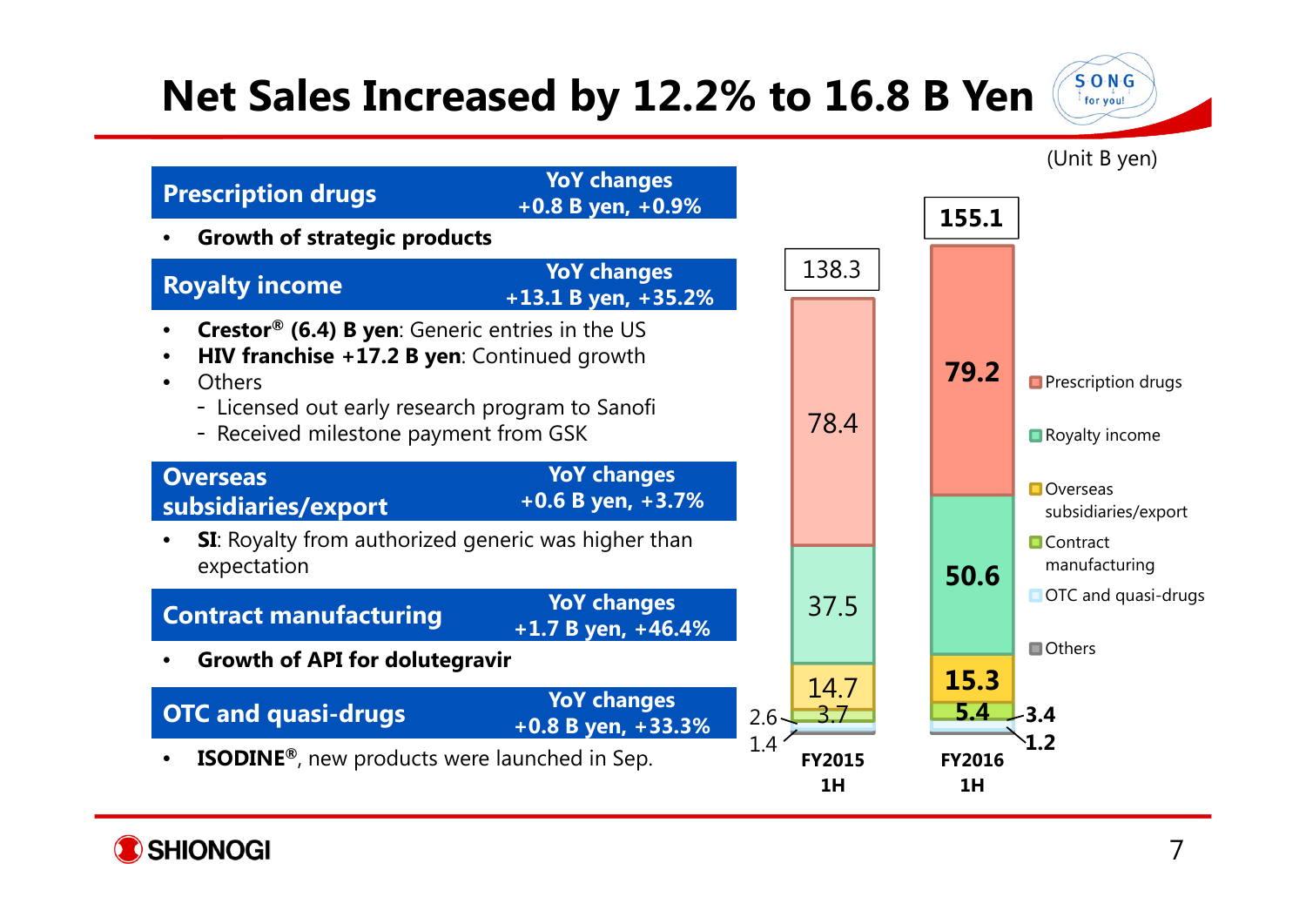# Net Sales Increased by 12.2% to 16.8 B Yen

(Unit B yen)

## Prescription drugs
**YoY changes +0.8 B yen, +0.9%**

- **Growth of strategic products**

## Royalty income
**YoY changes +13.1 B yen, +35.2%**

- **Crestor® (6.4) B yen**: Generic entries in the US
- **HIV franchise +17.2 B yen**: Continued growth
- Others
  - Licensed out early research program to Sanofi
  - Received milestone payment from GSK

## Overseas subsidiaries/export
**YoY changes +0.6 B yen, +3.7%**

- **SI**: Royalty from authorized generic was higher than expectation

## Contract manufacturing
**YoY changes +1.7 B yen, +46.4%**

- **Growth of API for dolutegravir**

## OTC and quasi-drugs
**YoY changes +0.8 B yen, +33.3%**

- **ISODINE®**, new products were launched in Sep.

| | FY2015 1H | FY2016 1H |
|---|---|---|
| Prescription drugs | 78.4 | 79.2 |
| Royalty income | 37.5 | 50.6 |
| Overseas subsidiaries/export | 14.7 | 15.3 |
| Contract manufacturing | 3.7 | 5.4 |
| OTC and quasi-drugs | 2.6 | 3.4 |
| Others | 1.4 | 1.2 |
| Total | 138.3 | 155.1 |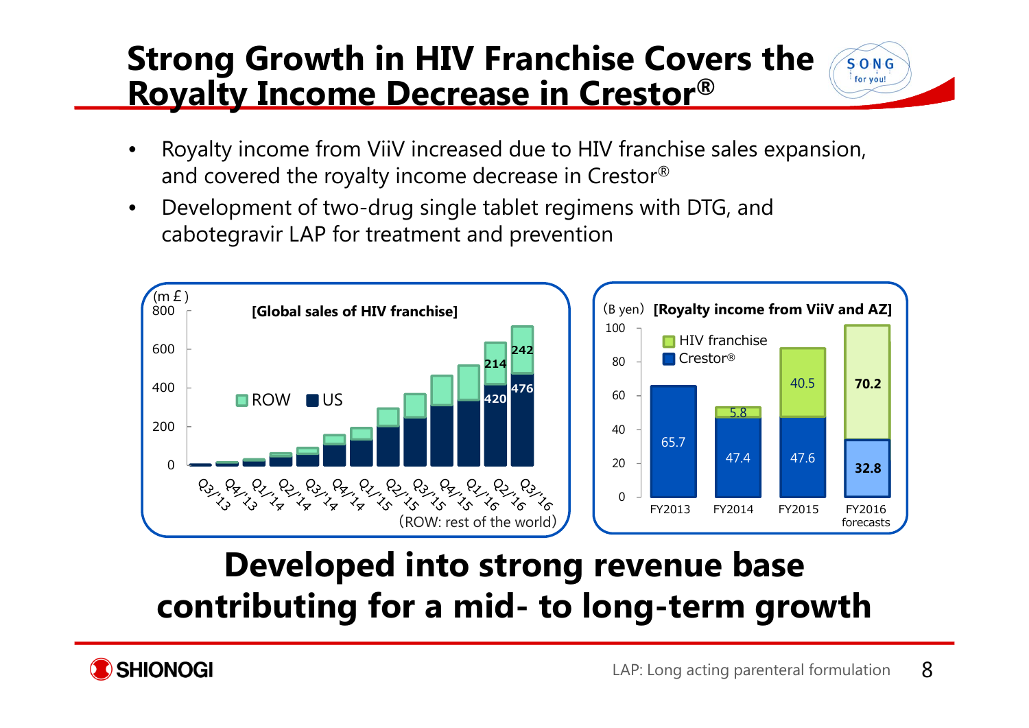# Strong Growth in HIV Franchise Covers the Royalty Income Decrease in Crestor®

- Royalty income from ViiV increased due to HIV franchise sales expansion, and covered the royalty income decrease in Crestor®
- Development of two-drug single tablet regimens with DTG, and cabotegravir LAP for treatment and prevention

**[Global sales of HIV franchise]** (m £)

| | Q2/'16 | Q3/'16 |
|---|---|---|
| ROW | 214 | 242 |
| US | 420 | 476 |

(ROW: rest of the world)

**[Royalty income from ViiV and AZ]** (B yen)

| | FY2013 | FY2014 | FY2015 | FY2016 forecasts |
|---|---|---|---|---|
| HIV franchise | | 5.8 | 40.5 | 70.2 |
| Crestor® | 65.7 | 47.4 | 47.6 | 32.8 |

**Developed into strong revenue base contributing for a mid- to long-term growth**

LAP: Long acting parenteral formulation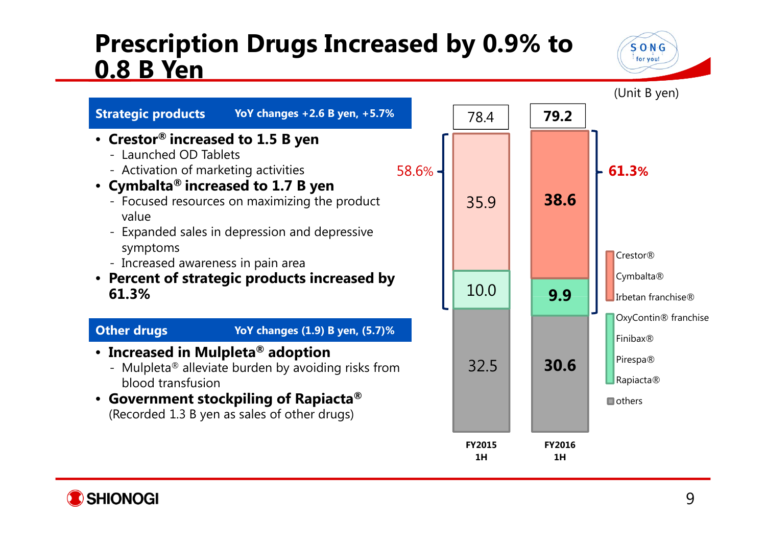# Prescription Drugs Increased by 0.9% to 0.8 B Yen

(Unit B yen)

**Strategic products** — YoY changes +2.6 B yen, +5.7%

- **Crestor® increased to 1.5 B yen**
  - Launched OD Tablets
  - Activation of marketing activities
- **Cymbalta® increased to 1.7 B yen**
  - Focused resources on maximizing the product value
  - Expanded sales in depression and depressive symptoms
  - Increased awareness in pain area
- **Percent of strategic products increased by 61.3%**

**Other drugs** — YoY changes (1.9) B yen, (5.7)%

- **Increased in Mulpleta® adoption**
  - Mulpleta® alleviate burden by avoiding risks from blood transfusion
- **Government stockpiling of Rapiacta®**
  (Recorded 1.3 B yen as sales of other drugs)

| | FY2015 1H | FY2016 1H |
|---|---|---|
| Crestor®, Cymbalta®, Irbetan franchise® | 35.9 | 38.6 |
| OxyContin® franchise, Finibax®, Pirespa®, Rapiacta® | 10.0 | 9.9 |
| others | 32.5 | 30.6 |
| Total | 78.4 | 79.2 |
| Percent of strategic products | 58.6% | 61.3% |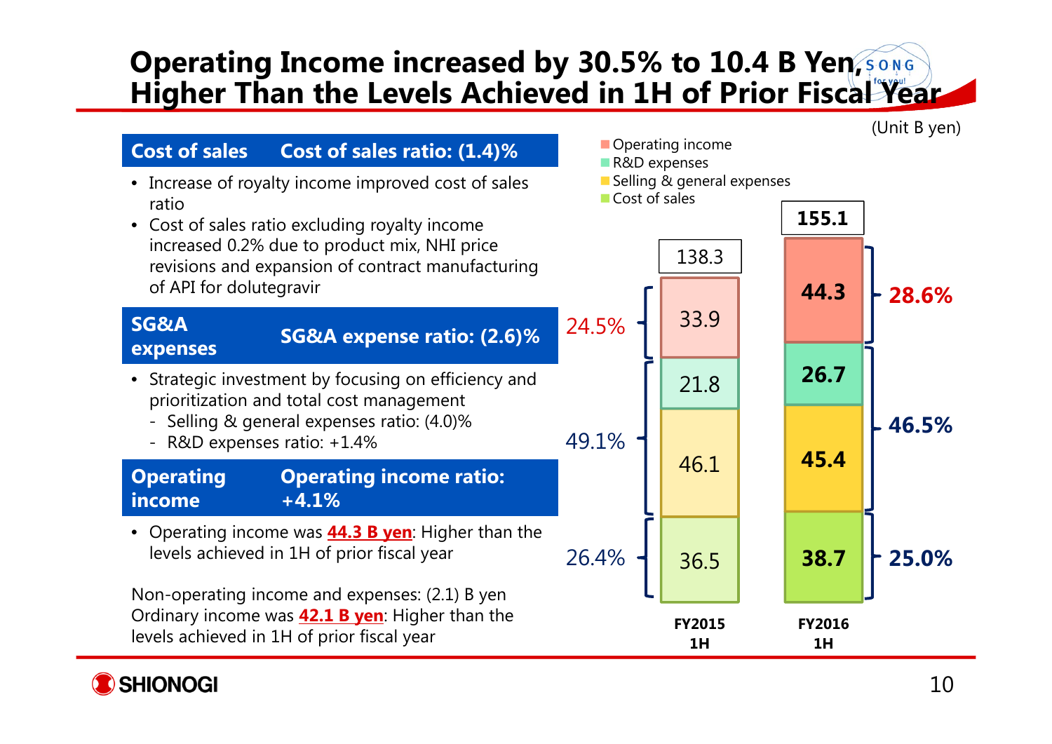# Operating Income increased by 30.5% to 10.4 B Yen, Higher Than the Levels Achieved in 1H of Prior Fiscal Year

(Unit B yen)

| **Cost of sales** | **Cost of sales ratio: (1.4)%** |
|---|---|

- Increase of royalty income improved cost of sales ratio
- Cost of sales ratio excluding royalty income increased 0.2% due to product mix, NHI price revisions and expansion of contract manufacturing of API for dolutegravir

| **SG&A expenses** | **SG&A expense ratio: (2.6)%** |
|---|---|

- Strategic investment by focusing on efficiency and prioritization and total cost management
  - Selling & general expenses ratio: (4.0)%
  - R&D expenses ratio: +1.4%

| **Operating income** | **Operating income ratio: +4.1%** |
|---|---|

- Operating income was **44.3 B yen**: Higher than the levels achieved in 1H of prior fiscal year

Non-operating income and expenses: (2.1) B yen
Ordinary income was **42.1 B yen**: Higher than the levels achieved in 1H of prior fiscal year

| | FY2015 1H | FY2016 1H |
|---|---|---|
| Operating income | 33.9 (24.5%) | 44.3 (28.6%) |
| R&D expenses | 21.8 | 26.7 |
| Selling & general expenses | 46.1 | 45.4 |
| SG&A subtotal ratio | 49.1% | 46.5% |
| Cost of sales | 36.5 (26.4%) | 38.7 (25.0%) |
| Total | 138.3 | 155.1 |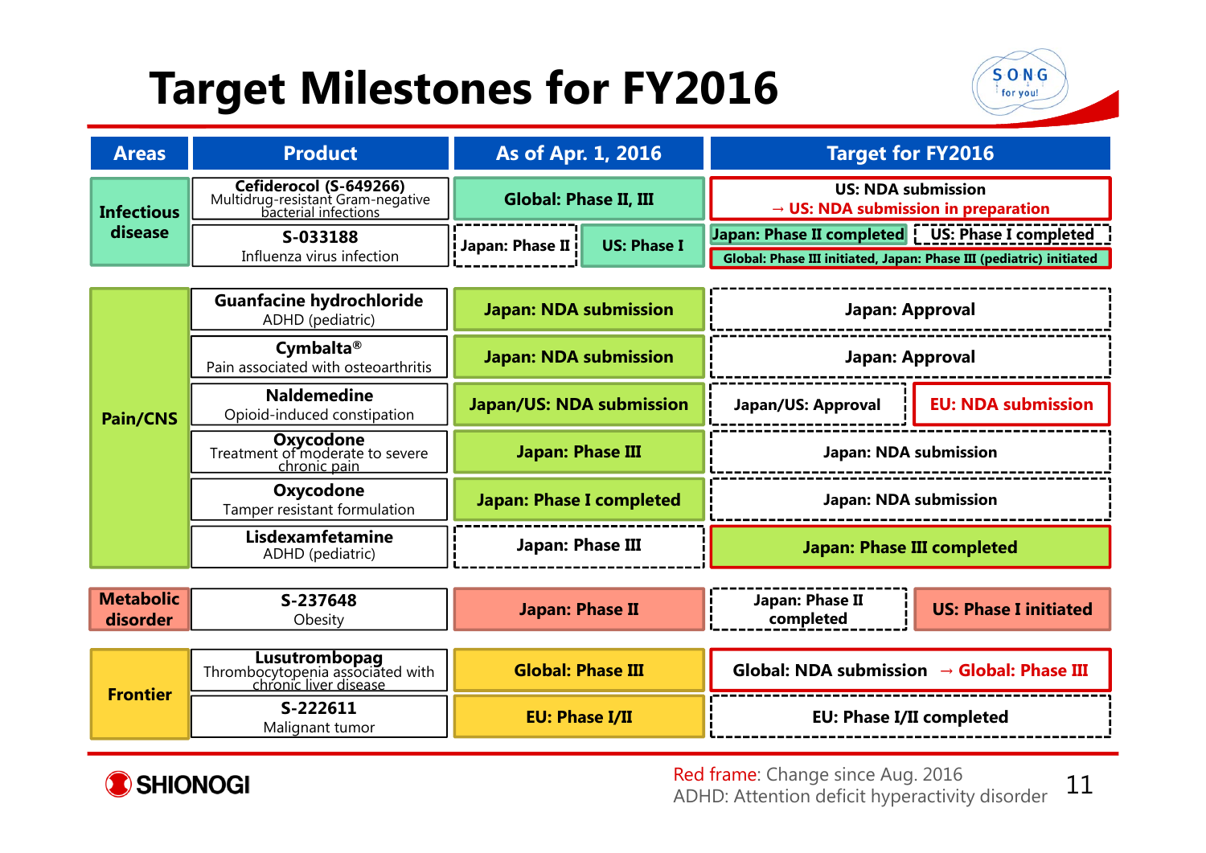# Target Milestones for FY2016

| Areas | Product | As of Apr. 1, 2016 | Target for FY2016 |
|---|---|---|---|
| Infectious disease | **Cefiderocol (S-649266)** Multidrug-resistant Gram-negative bacterial infections | Global: Phase II, III | US: NDA submission → US: NDA submission in preparation |
| | **S-033188** Influenza virus infection | Japan: Phase II / US: Phase I | Japan: Phase II completed / US: Phase I completed; Global: Phase III initiated, Japan: Phase III (pediatric) initiated |
| Pain/CNS | **Guanfacine hydrochloride** ADHD (pediatric) | Japan: NDA submission | Japan: Approval |
| | **Cymbalta®** Pain associated with osteoarthritis | Japan: NDA submission | Japan: Approval |
| | **Naldemedine** Opioid-induced constipation | Japan/US: NDA submission | Japan/US: Approval / EU: NDA submission |
| | **Oxycodone** Treatment of moderate to severe chronic pain | Japan: Phase III | Japan: NDA submission |
| | **Oxycodone** Tamper resistant formulation | Japan: Phase I completed | Japan: NDA submission |
| | **Lisdexamfetamine** ADHD (pediatric) | Japan: Phase III | Japan: Phase III completed |
| Metabolic disorder | **S-237648** Obesity | Japan: Phase II | Japan: Phase II completed / US: Phase I initiated |
| Frontier | **Lusutrombopag** Thrombocytopenia associated with chronic liver disease | Global: Phase III | Global: NDA submission → Global: Phase III |
| | **S-222611** Malignant tumor | EU: Phase I/II | EU: Phase I/II completed |

Red frame: Change since Aug. 2016

ADHD: Attention deficit hyperactivity disorder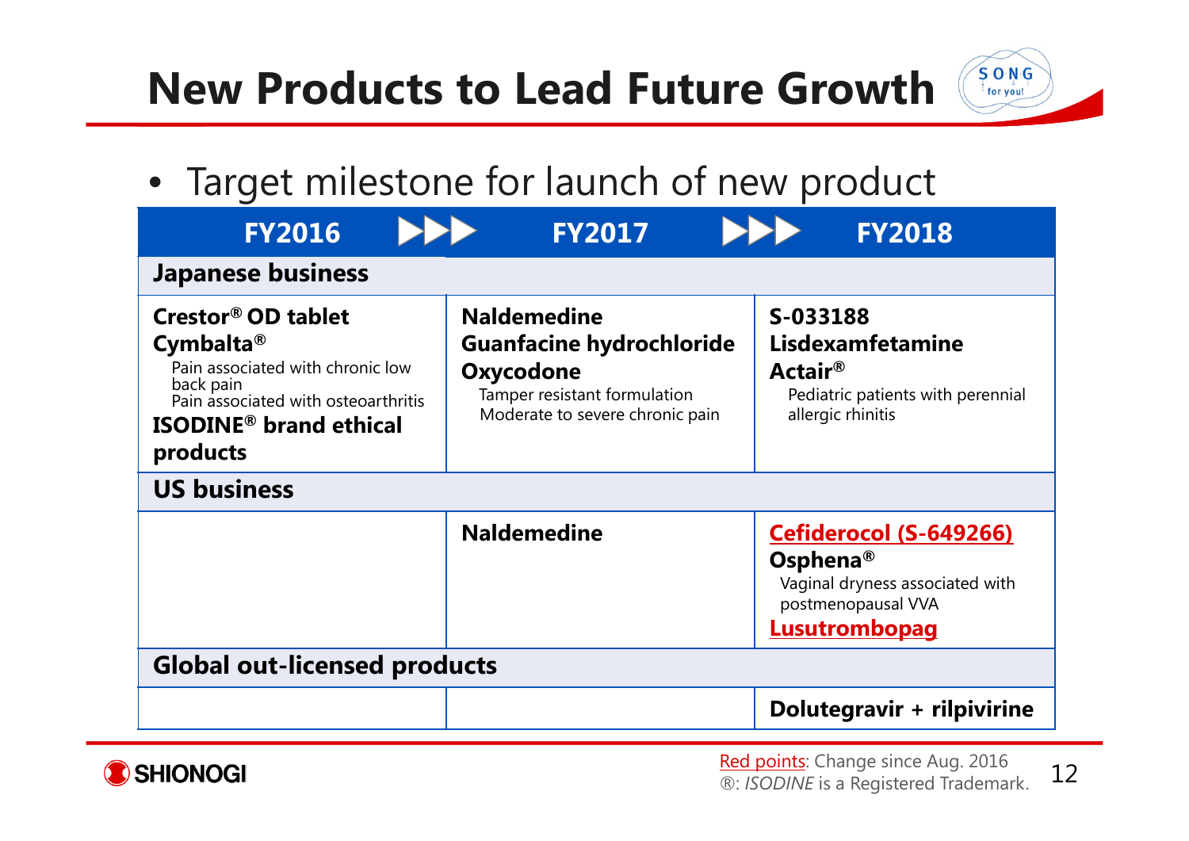# New Products to Lead Future Growth

- Target milestone for launch of new product

| FY2016 | FY2017 | FY2018 |
|---|---|---|
| **Japanese business** | | |
| **Crestor® OD tablet**<br>**Cymbalta®**<br>Pain associated with chronic low back pain<br>Pain associated with osteoarthritis<br>**ISODINE® brand ethical products** | **Naldemedine**<br>**Guanfacine hydrochloride**<br>**Oxycodone**<br>Tamper resistant formulation<br>Moderate to severe chronic pain | **S-033188**<br>**Lisdexamfetamine**<br>**Actair®**<br>Pediatric patients with perennial allergic rhinitis |
| **US business** | | |
| | **Naldemedine** | **Cefiderocol (S-649266)**<br>**Osphena®**<br>Vaginal dryness associated with postmenopausal VVA<br>**Lusutrombopag** |
| **Global out-licensed products** | | |
| | | **Dolutegravir + rilpivirine** |

Red points: Change since Aug. 2016
®: *ISODINE* is a Registered Trademark.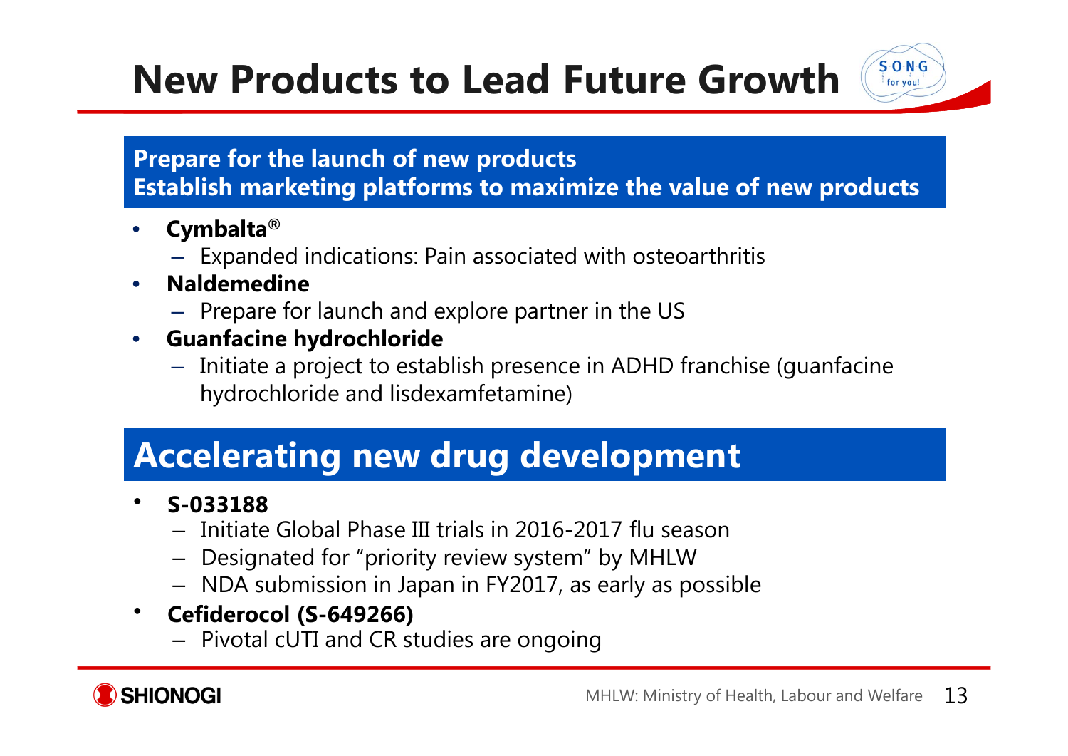# New Products to Lead Future Growth

## Prepare for the launch of new products
## Establish marketing platforms to maximize the value of new products

- **Cymbalta®**
  - Expanded indications: Pain associated with osteoarthritis
- **Naldemedine**
  - Prepare for launch and explore partner in the US
- **Guanfacine hydrochloride**
  - Initiate a project to establish presence in ADHD franchise (guanfacine hydrochloride and lisdexamfetamine)

## Accelerating new drug development

- **S-033188**
  - Initiate Global Phase III trials in 2016-2017 flu season
  - Designated for "priority review system" by MHLW
  - NDA submission in Japan in FY2017, as early as possible
- **Cefiderocol (S-649266)**
  - Pivotal cUTI and CR studies are ongoing

MHLW: Ministry of Health, Labour and Welfare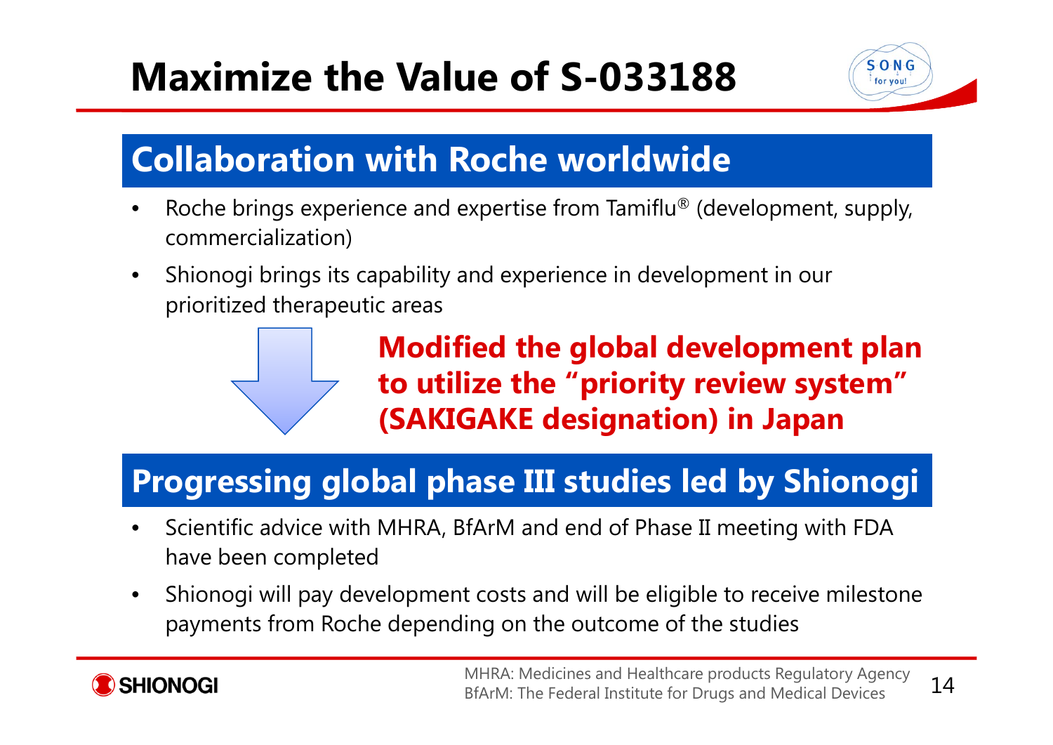# Maximize the Value of S-033188

## Collaboration with Roche worldwide

- Roche brings experience and expertise from Tamiflu® (development, supply, commercialization)
- Shionogi brings its capability and experience in development in our prioritized therapeutic areas

**Modified the global development plan to utilize the "priority review system" (SAKIGAKE designation) in Japan**

## Progressing global phase III studies led by Shionogi

- Scientific advice with MHRA, BfArM and end of Phase II meeting with FDA have been completed
- Shionogi will pay development costs and will be eligible to receive milestone payments from Roche depending on the outcome of the studies

MHRA: Medicines and Healthcare products Regulatory Agency
BfArM: The Federal Institute for Drugs and Medical Devices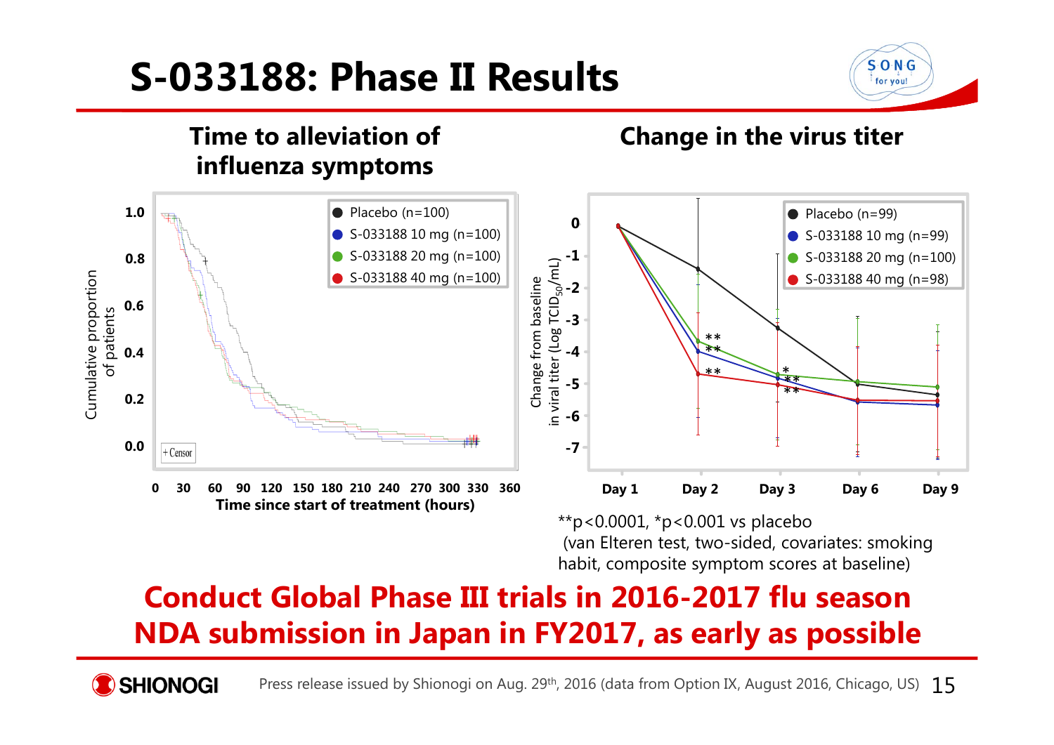# S-033188: Phase II Results

## Time to alleviation of influenza symptoms

Cumulative proportion of patients

1.0, 0.8, 0.6, 0.4, 0.2, 0.0

- Placebo (n=100)
- S-033188 10 mg (n=100)
- S-033188 20 mg (n=100)
- S-033188 40 mg (n=100)

+ Censor

0 30 60 90 120 150 180 210 240 270 300 330 360

Time since start of treatment (hours)

## Change in the virus titer

Change from baseline in viral titer (Log $TCID_{50}$/mL)

0, -1, -2, -3, -4, -5, -6, -7

- Placebo (n=99)
- S-033188 10 mg (n=99)
- S-033188 20 mg (n=100)
- S-033188 40 mg (n=98)

Day 1, Day 2, Day 3, Day 6, Day 9

**p<0.0001, *p<0.001 vs placebo
(van Elteren test, two-sided, covariates: smoking habit, composite symptom scores at baseline)

**Conduct Global Phase III trials in 2016-2017 flu season**
**NDA submission in Japan in FY2017, as early as possible**

Press release issued by Shionogi on Aug. 29th, 2016 (data from Option IX, August 2016, Chicago, US)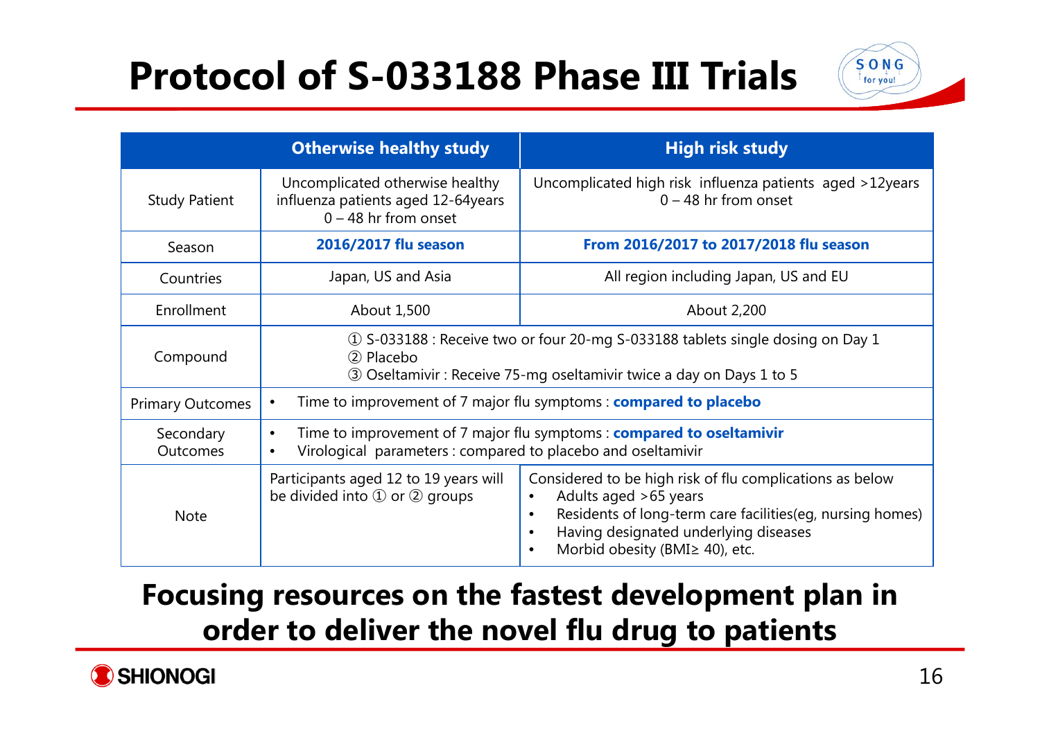# Protocol of S-033188 Phase III Trials

| | Otherwise healthy study | High risk study |
|---|---|---|
| Study Patient | Uncomplicated otherwise healthy influenza patients aged 12-64years 0 – 48 hr from onset | Uncomplicated high risk influenza patients aged >12years 0 – 48 hr from onset |
| Season | **2016/2017 flu season** | **From 2016/2017 to 2017/2018 flu season** |
| Countries | Japan, US and Asia | All region including Japan, US and EU |
| Enrollment | About 1,500 | About 2,200 |
| Compound | ① S-033188 : Receive two or four 20-mg S-033188 tablets single dosing on Day 1<br>② Placebo<br>③ Oseltamivir : Receive 75-mg oseltamivir twice a day on Days 1 to 5 | |
| Primary Outcomes | • Time to improvement of 7 major flu symptoms : **compared to placebo** | |
| Secondary Outcomes | • Time to improvement of 7 major flu symptoms : **compared to oseltamivir**<br>• Virological parameters : compared to placebo and oseltamivir | |
| Note | Participants aged 12 to 19 years will be divided into ① or ② groups | Considered to be high risk of flu complications as below<br>• Adults aged >65 years<br>• Residents of long-term care facilities(eg, nursing homes)<br>• Having designated underlying diseases<br>• Morbid obesity (BMI≥ 40), etc. |

**Focusing resources on the fastest development plan in order to deliver the novel flu drug to patients**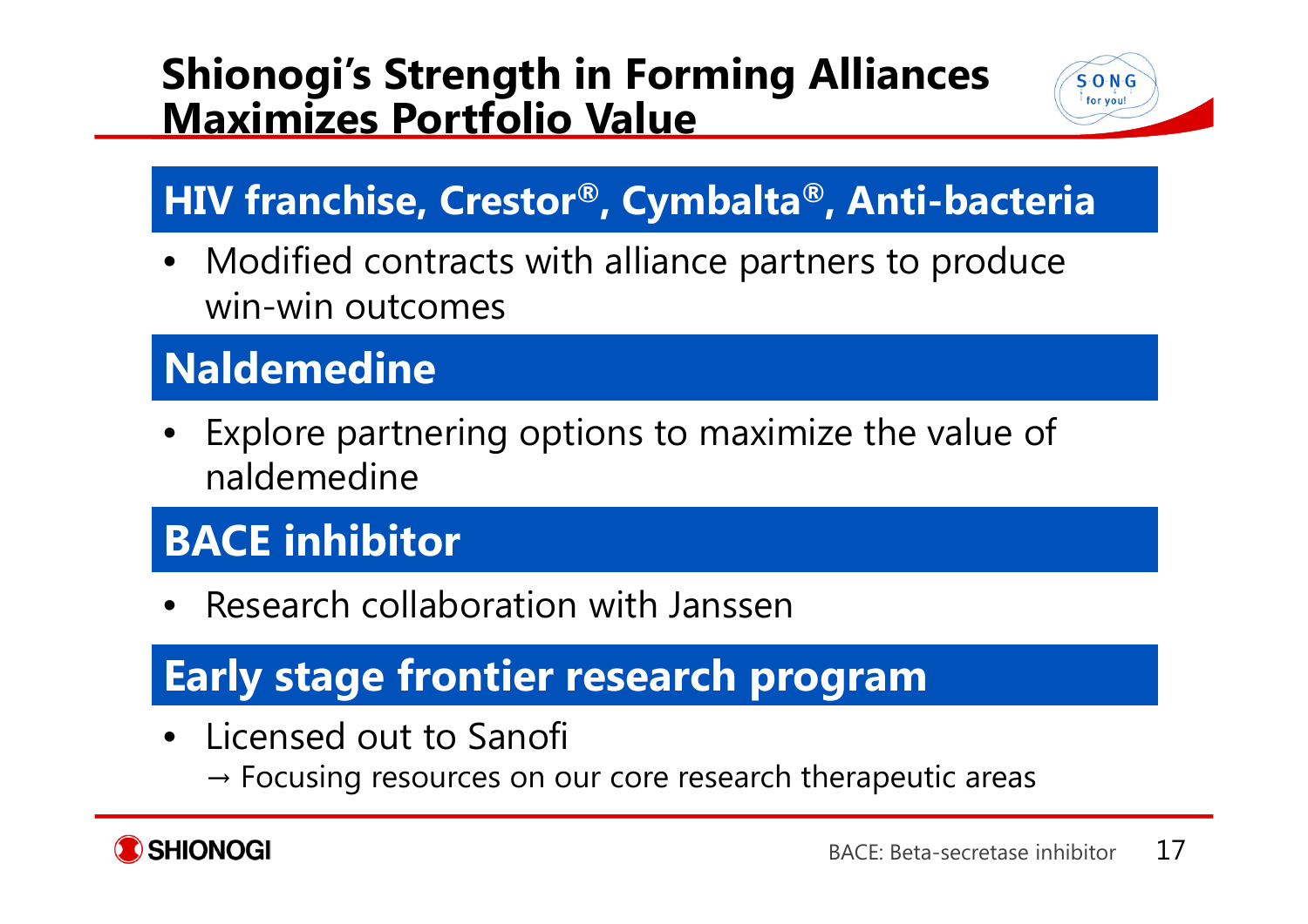# Shionogi's Strength in Forming Alliances Maximizes Portfolio Value

## HIV franchise, Crestor®, Cymbalta®, Anti-bacteria

- Modified contracts with alliance partners to produce win-win outcomes

## Naldemedine

- Explore partnering options to maximize the value of naldemedine

## BACE inhibitor

- Research collaboration with Janssen

## Early stage frontier research program

- Licensed out to Sanofi
  → Focusing resources on our core research therapeutic areas

BACE: Beta-secretase inhibitor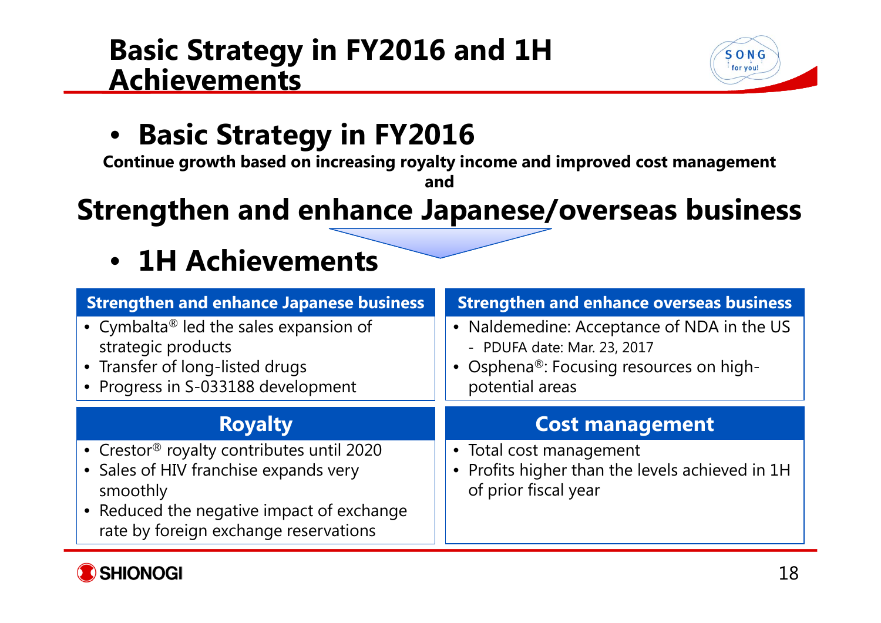# Basic Strategy in FY2016 and 1H Achievements

## Basic Strategy in FY2016

**Continue growth based on increasing royalty income and improved cost management**

**and**

**Strengthen and enhance Japanese/overseas business**

## 1H Achievements

### Strengthen and enhance Japanese business

- Cymbalta® led the sales expansion of strategic products
- Transfer of long-listed drugs
- Progress in S-033188 development

### Strengthen and enhance overseas business

- Naldemedine: Acceptance of NDA in the US
  - PDUFA date: Mar. 23, 2017
- Osphena®: Focusing resources on high-potential areas

### Royalty

- Crestor® royalty contributes until 2020
- Sales of HIV franchise expands very smoothly
- Reduced the negative impact of exchange rate by foreign exchange reservations

### Cost management

- Total cost management
- Profits higher than the levels achieved in 1H of prior fiscal year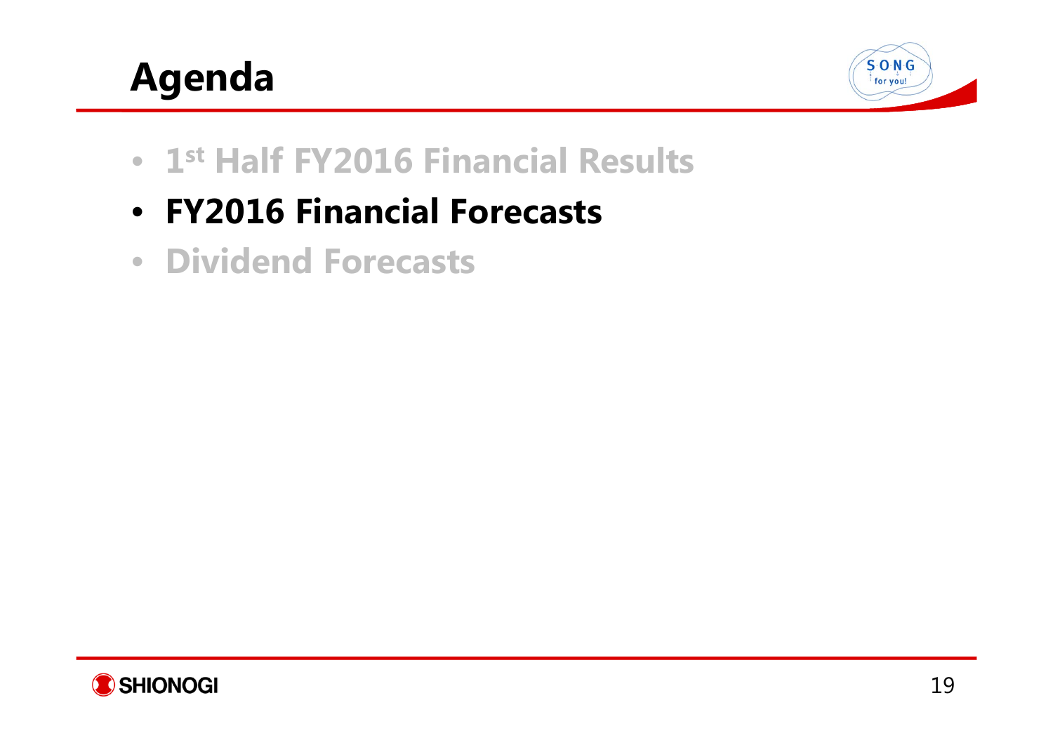# Agenda

- 1st Half FY2016 Financial Results
- **FY2016 Financial Forecasts**
- Dividend Forecasts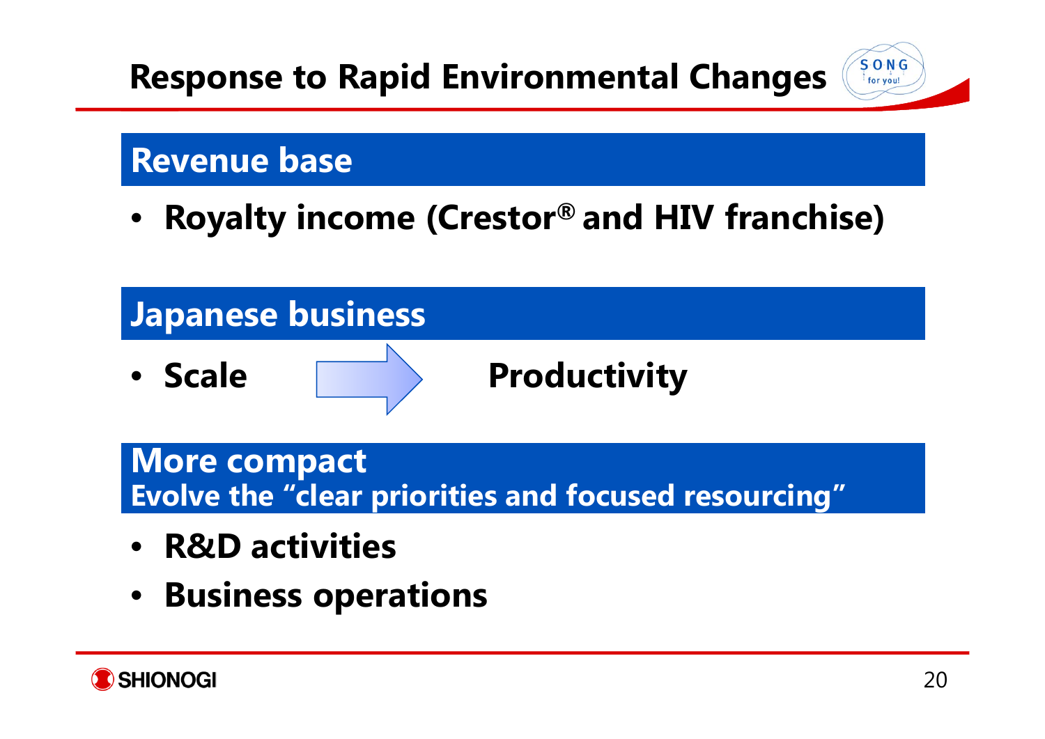# Response to Rapid Environmental Changes

## Revenue base

- **Royalty income (Crestor® and HIV franchise)**

## Japanese business

- **Scale → Productivity**

## More compact
**Evolve the "clear priorities and focused resourcing"**

- **R&D activities**
- **Business operations**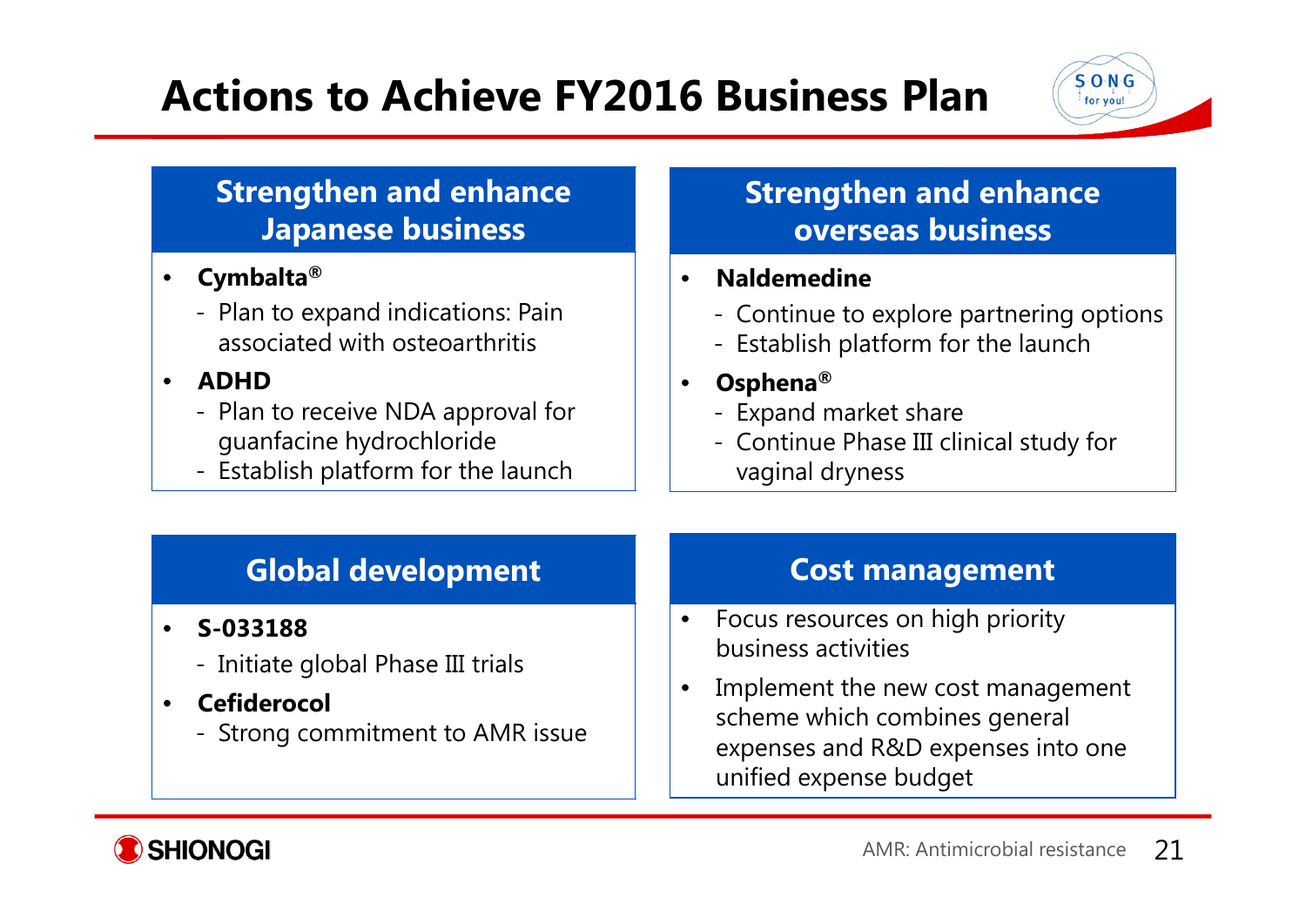# Actions to Achieve FY2016 Business Plan

## Strengthen and enhance Japanese business

- **Cymbalta®**
  - Plan to expand indications: Pain associated with osteoarthritis
- **ADHD**
  - Plan to receive NDA approval for guanfacine hydrochloride
  - Establish platform for the launch

## Strengthen and enhance overseas business

- **Naldemedine**
  - Continue to explore partnering options
  - Establish platform for the launch
- **Osphena®**
  - Expand market share
  - Continue Phase III clinical study for vaginal dryness

## Global development

- **S-033188**
  - Initiate global Phase III trials
- **Cefiderocol**
  - Strong commitment to AMR issue

## Cost management

- Focus resources on high priority business activities
- Implement the new cost management scheme which combines general expenses and R&D expenses into one unified expense budget

AMR: Antimicrobial resistance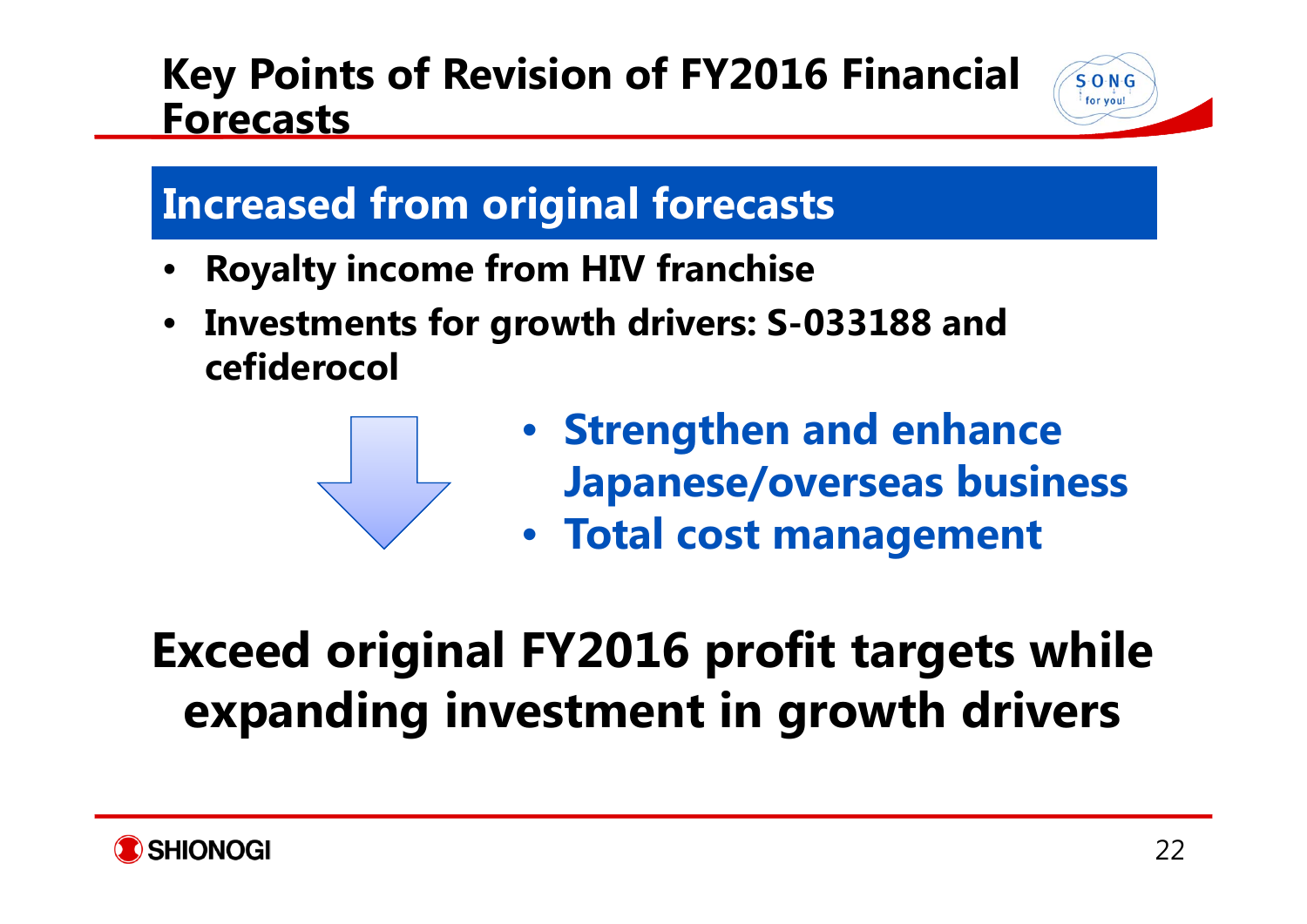# Key Points of Revision of FY2016 Financial Forecasts

## Increased from original forecasts

- **Royalty income from HIV franchise**
- **Investments for growth drivers: S-033188 and cefiderocol**

- **Strengthen and enhance Japanese/overseas business**
- **Total cost management**

**Exceed original FY2016 profit targets while expanding investment in growth drivers**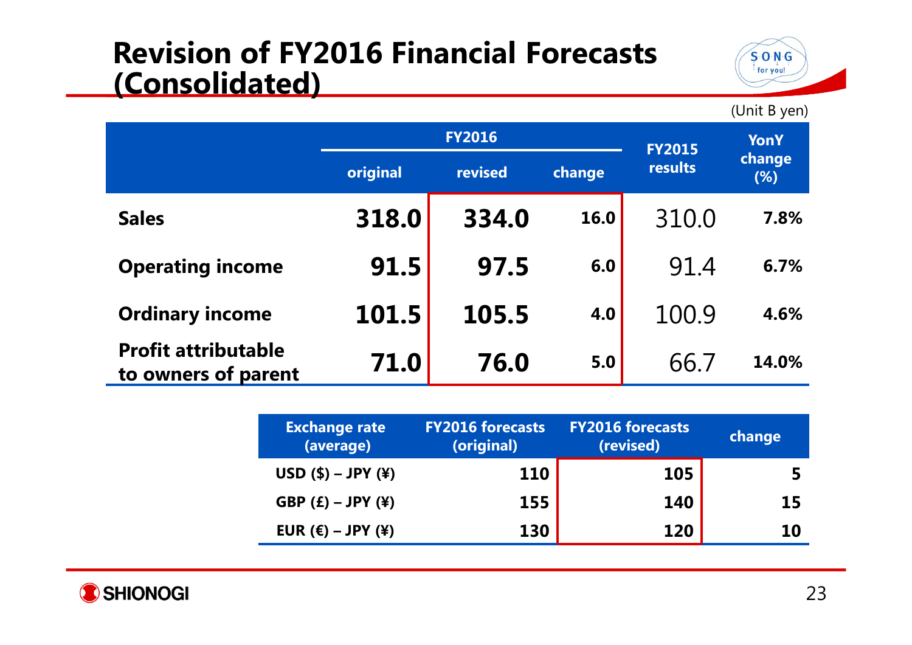# Revision of FY2016 Financial Forecasts (Consolidated)

(Unit B yen)

| | FY2016 | | | FY2015 results | YonY change (%) |
|---|---|---|---|---|---|
| | original | revised | change | | |
| **Sales** | **318.0** | **334.0** | **16.0** | 310.0 | **7.8%** |
| **Operating income** | **91.5** | **97.5** | **6.0** | 91.4 | **6.7%** |
| **Ordinary income** | **101.5** | **105.5** | **4.0** | 100.9 | **4.6%** |
| **Profit attributable to owners of parent** | **71.0** | **76.0** | **5.0** | 66.7 | **14.0%** |

| Exchange rate (average) | FY2016 forecasts (original) | FY2016 forecasts (revised) | change |
|---|---|---|---|
| USD ($) – JPY (¥) | 110 | 105 | 5 |
| GBP (£) – JPY (¥) | 155 | 140 | 15 |
| EUR (€) – JPY (¥) | 130 | 120 | 10 |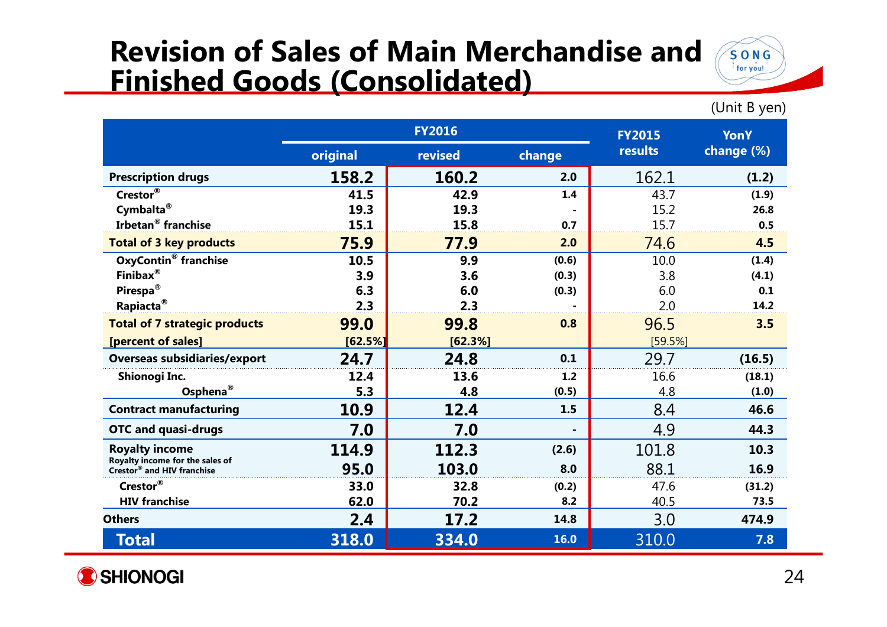# Revision of Sales of Main Merchandise and Finished Goods (Consolidated)

(Unit B yen)

| | FY2016 | | | FY2015 results | YonY change (%) |
|---|---|---|---|---|---|
| | original | revised | change | | |
| **Prescription drugs** | 158.2 | 160.2 | 2.0 | 162.1 | (1.2) |
| Crestor® | 41.5 | 42.9 | 1.4 | 43.7 | (1.9) |
| Cymbalta® | 19.3 | 19.3 | - | 15.2 | 26.8 |
| Irbetan® franchise | 15.1 | 15.8 | 0.7 | 15.7 | 0.5 |
| **Total of 3 key products** | 75.9 | 77.9 | 2.0 | 74.6 | 4.5 |
| OxyContin® franchise | 10.5 | 9.9 | (0.6) | 10.0 | (1.4) |
| Finibax® | 3.9 | 3.6 | (0.3) | 3.8 | (4.1) |
| Pirespa® | 6.3 | 6.0 | (0.3) | 6.0 | 0.1 |
| Rapiacta® | 2.3 | 2.3 | - | 2.0 | 14.2 |
| **Total of 7 strategic products** | 99.0 | 99.8 | 0.8 | 96.5 | 3.5 |
| [percent of sales] | [62.5%] | [62.3%] | | [59.5%] | |
| **Overseas subsidiaries/export** | 24.7 | 24.8 | 0.1 | 29.7 | (16.5) |
| Shionogi Inc. | 12.4 | 13.6 | 1.2 | 16.6 | (18.1) |
| Osphena® | 5.3 | 4.8 | (0.5) | 4.8 | (1.0) |
| **Contract manufacturing** | 10.9 | 12.4 | 1.5 | 8.4 | 46.6 |
| **OTC and quasi-drugs** | 7.0 | 7.0 | - | 4.9 | 44.3 |
| **Royalty income** | 114.9 | 112.3 | (2.6) | 101.8 | 10.3 |
| Royalty income for the sales of Crestor® and HIV franchise | 95.0 | 103.0 | 8.0 | 88.1 | 16.9 |
| Crestor® | 33.0 | 32.8 | (0.2) | 47.6 | (31.2) |
| HIV franchise | 62.0 | 70.2 | 8.2 | 40.5 | 73.5 |
| **Others** | 2.4 | 17.2 | 14.8 | 3.0 | 474.9 |
| **Total** | 318.0 | 334.0 | 16.0 | 310.0 | 7.8 |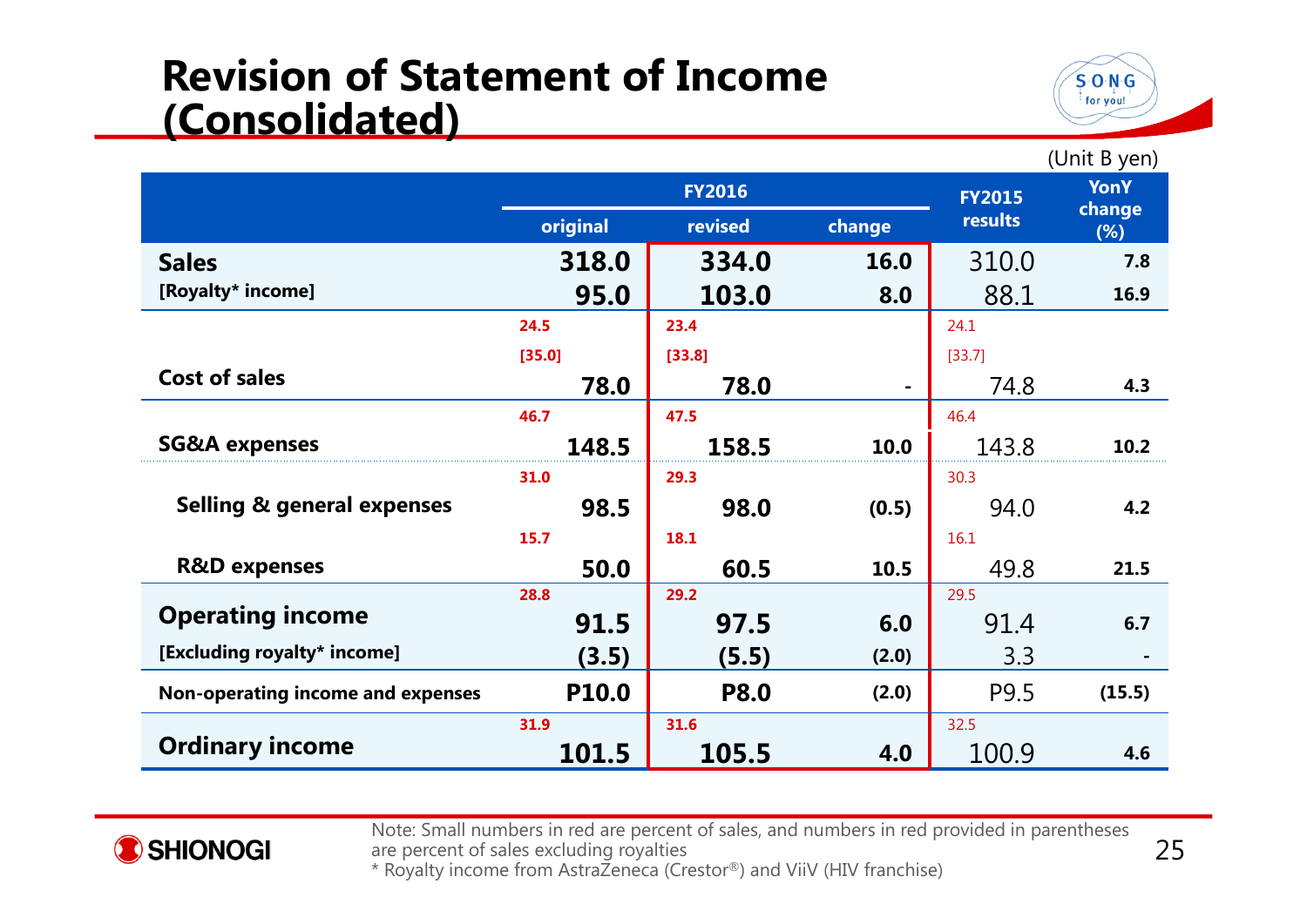# Revision of Statement of Income (Consolidated)

(Unit B yen)

| | FY2016 | | | FY2015 results | YonY change (%) |
|---|---|---|---|---|---|
| | original | revised | change | | |
| **Sales** | **318.0** | **334.0** | **16.0** | 310.0 | **7.8** |
| **[Royalty* income]** | **95.0** | **103.0** | **8.0** | 88.1 | **16.9** |
| **Cost of sales** | 24.5 [35.0] **78.0** | 23.4 [33.8] **78.0** | - | 24.1 [33.7] 74.8 | **4.3** |
| **SG&A expenses** | 46.7 **148.5** | 47.5 **158.5** | **10.0** | 46.4 143.8 | **10.2** |
| **Selling & general expenses** | 31.0 **98.5** | 29.3 **98.0** | **(0.5)** | 30.3 94.0 | **4.2** |
| **R&D expenses** | 15.7 **50.0** | 18.1 **60.5** | **10.5** | 16.1 49.8 | **21.5** |
| **Operating income** | 28.8 **91.5** | 29.2 **97.5** | **6.0** | 29.5 91.4 | **6.7** |
| **[Excluding royalty* income]** | **(3.5)** | **(5.5)** | **(2.0)** | 3.3 | - |
| **Non-operating income and expenses** | **P10.0** | **P8.0** | **(2.0)** | P9.5 | **(15.5)** |
| **Ordinary income** | 31.9 **101.5** | 31.6 **105.5** | **4.0** | 32.5 100.9 | **4.6** |

Note: Small numbers in red are percent of sales, and numbers in red provided in parentheses are percent of sales excluding royalties

* Royalty income from AstraZeneca (Crestor®) and ViiV (HIV franchise)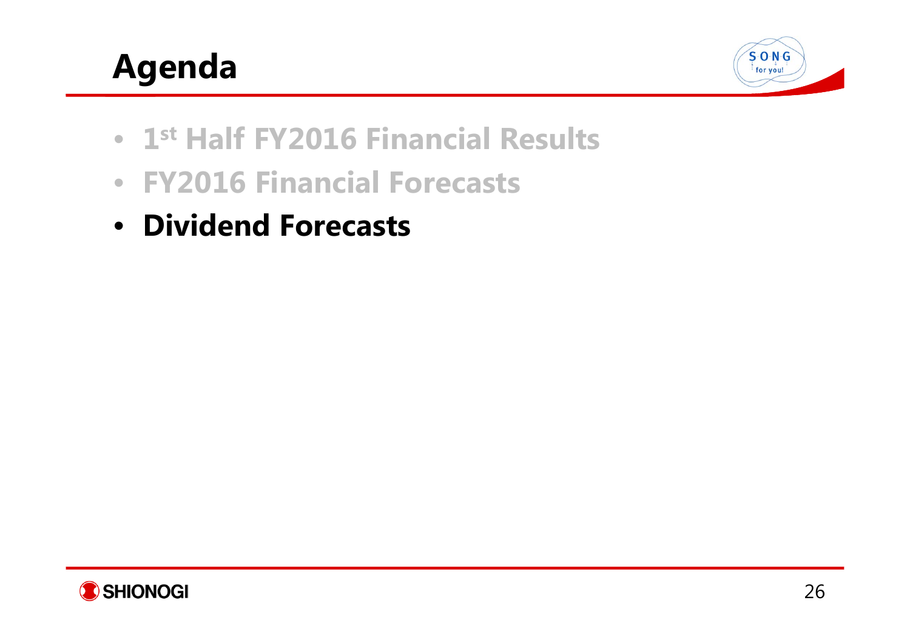# Agenda

- 1st Half FY2016 Financial Results
- FY2016 Financial Forecasts
- **Dividend Forecasts**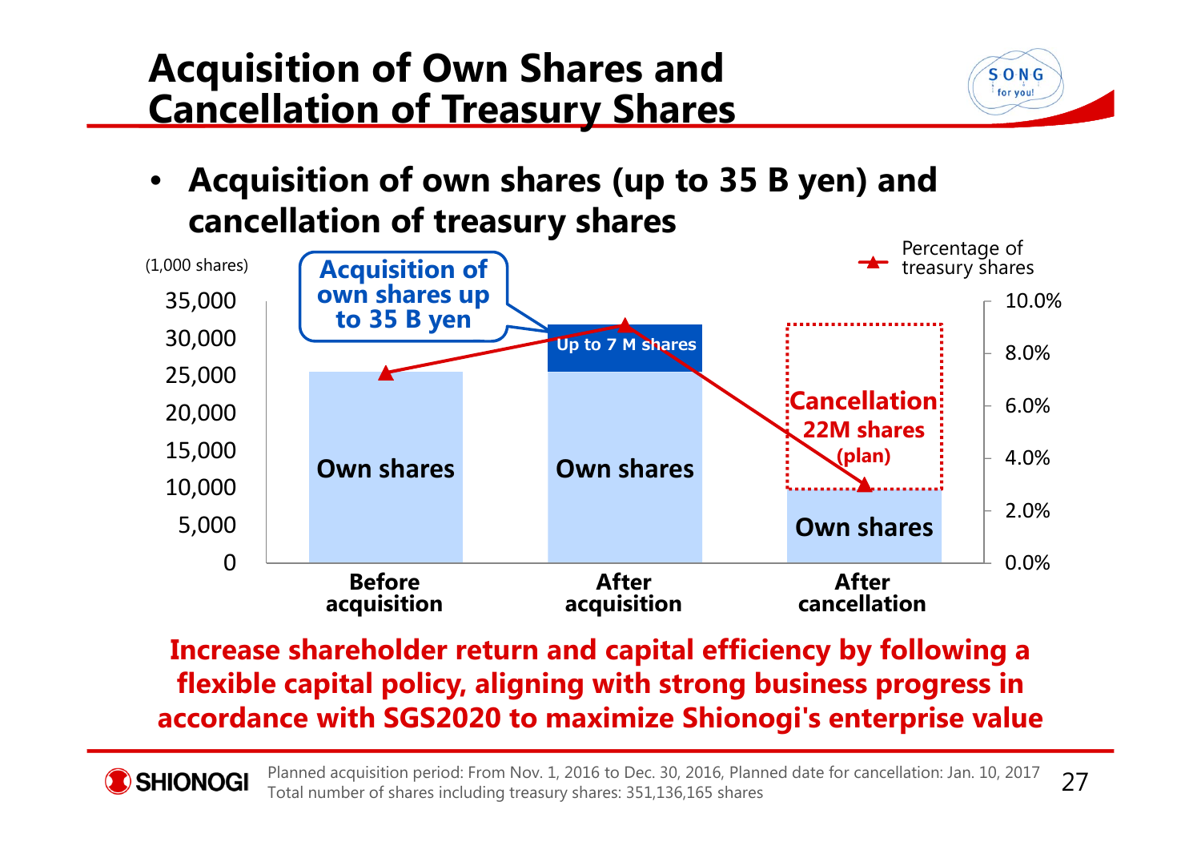# Acquisition of Own Shares and Cancellation of Treasury Shares

- **Acquisition of own shares (up to 35 B yen) and cancellation of treasury shares**

(1,000 shares)

| | Before acquisition | After acquisition | After cancellation |
|---|---|---|---|
| Own shares | Own shares | Own shares + Up to 7 M shares | Own shares (Cancellation 22M shares (plan)) |

Acquisition of own shares up to 35 B yen

Percentage of treasury shares

**Increase shareholder return and capital efficiency by following a flexible capital policy, aligning with strong business progress in accordance with SGS2020 to maximize Shionogi's enterprise value**

Planned acquisition period: From Nov. 1, 2016 to Dec. 30, 2016, Planned date for cancellation: Jan. 10, 2017
Total number of shares including treasury shares: 351,136,165 shares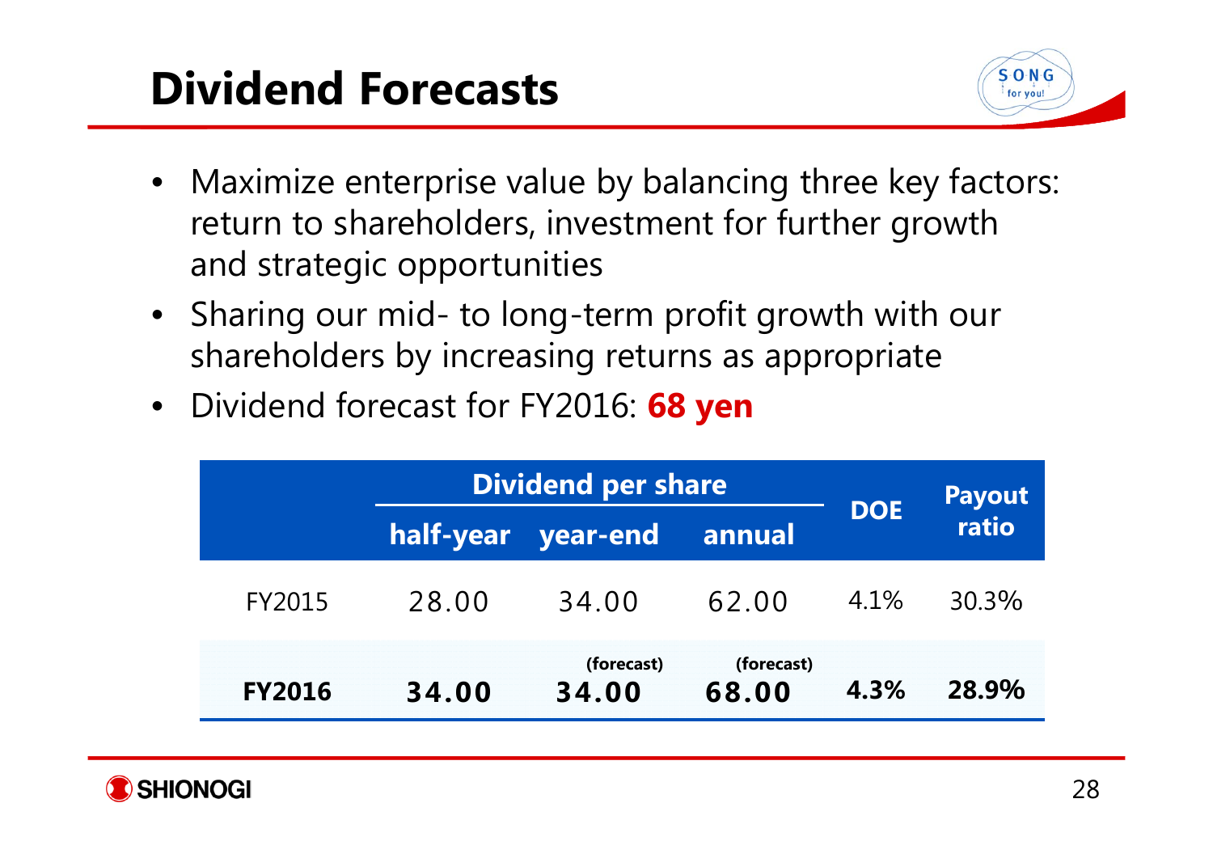# Dividend Forecasts

- Maximize enterprise value by balancing three key factors: return to shareholders, investment for further growth and strategic opportunities
- Sharing our mid- to long-term profit growth with our shareholders by increasing returns as appropriate
- Dividend forecast for FY2016: **68 yen**

| | Dividend per share | | | DOE | Payout ratio |
|---|---|---|---|---|---|
| | half-year | year-end | annual | | |
| FY2015 | 28.00 | 34.00 | 62.00 | 4.1% | 30.3% |
| **FY2016** | **34.00** | **(forecast) 34.00** | **(forecast) 68.00** | **4.3%** | **28.9%** |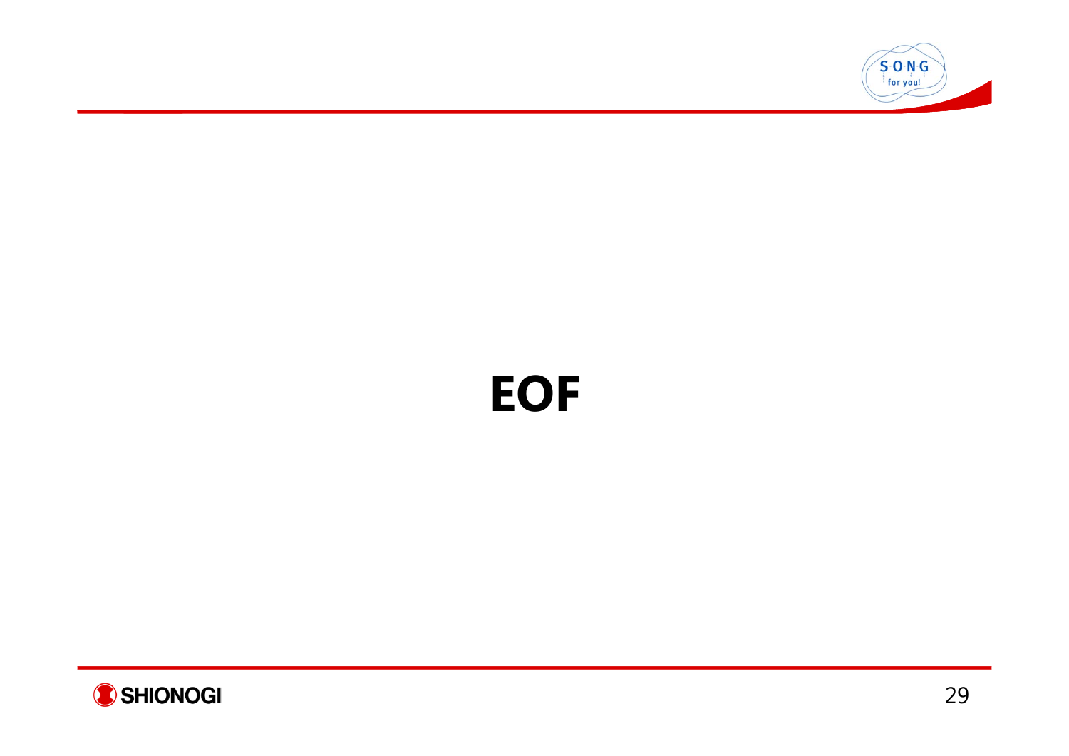# EOF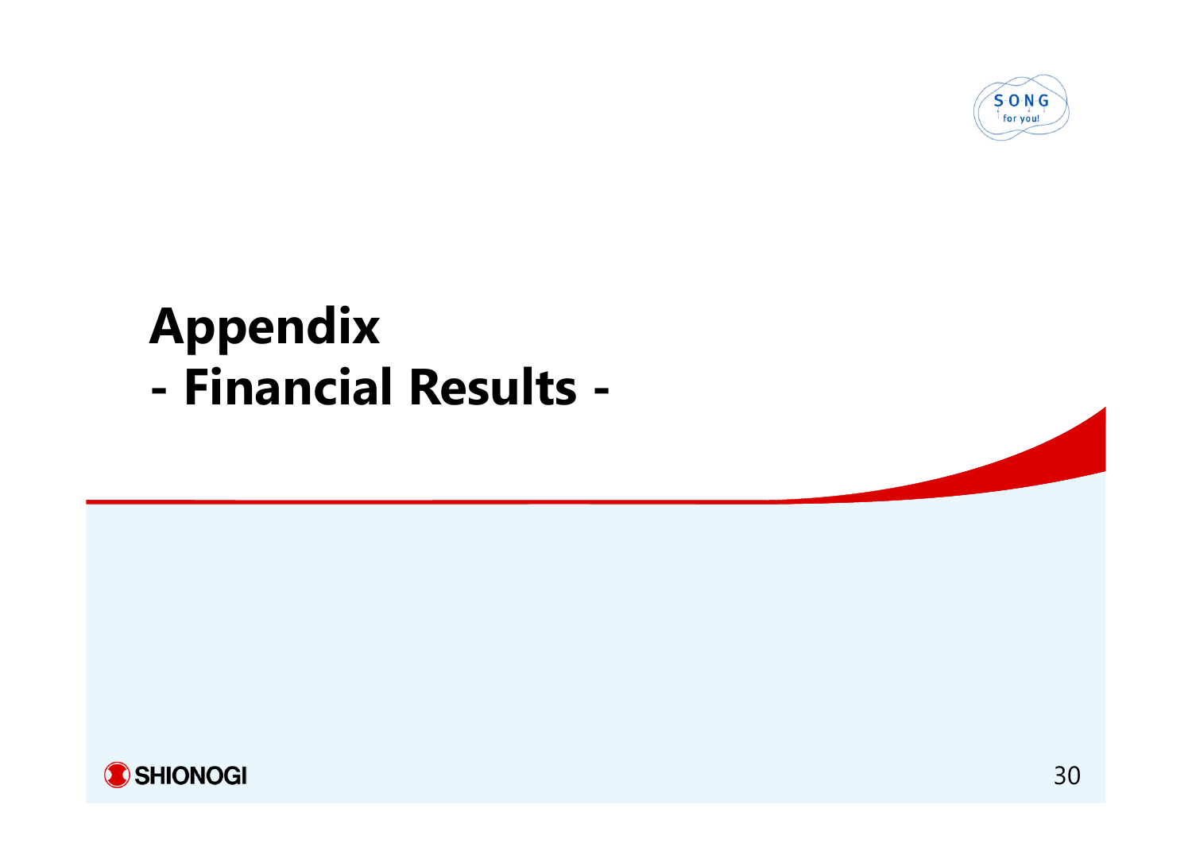# Appendix
# - Financial Results -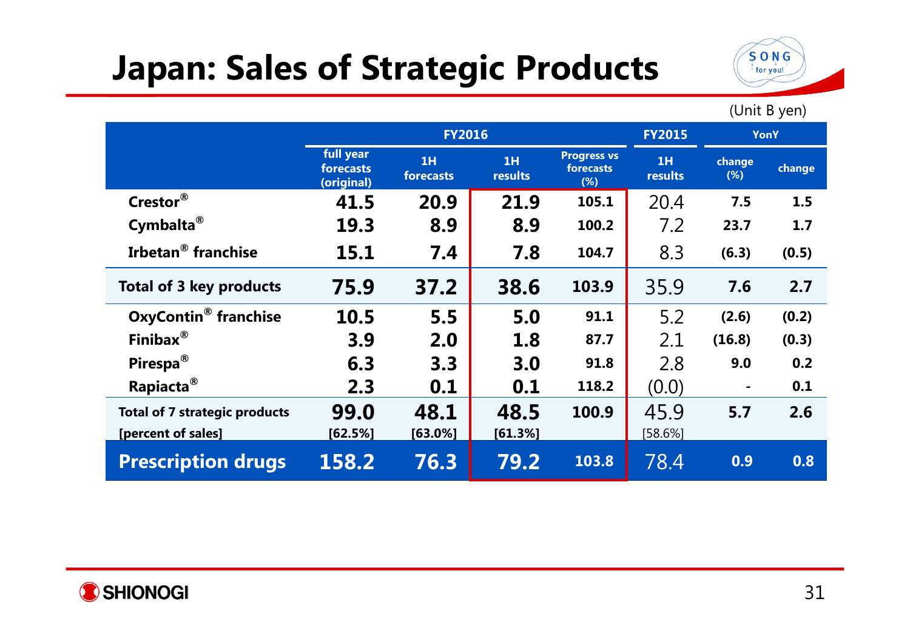# Japan: Sales of Strategic Products

(Unit B yen)

| | FY2016 | | | | FY2015 | YonY | |
|---|---|---|---|---|---|---|---|
| | full year forecasts (original) | 1H forecasts | 1H results | Progress vs forecasts (%) | 1H results | change (%) | change |
| Crestor® | 41.5 | 20.9 | 21.9 | 105.1 | 20.4 | 7.5 | 1.5 |
| Cymbalta® | 19.3 | 8.9 | 8.9 | 100.2 | 7.2 | 23.7 | 1.7 |
| Irbetan® franchise | 15.1 | 7.4 | 7.8 | 104.7 | 8.3 | (6.3) | (0.5) |
| **Total of 3 key products** | **75.9** | **37.2** | **38.6** | **103.9** | 35.9 | **7.6** | **2.7** |
| OxyContin® franchise | 10.5 | 5.5 | 5.0 | 91.1 | 5.2 | (2.6) | (0.2) |
| Finibax® | 3.9 | 2.0 | 1.8 | 87.7 | 2.1 | (16.8) | (0.3) |
| Pirespa® | 6.3 | 3.3 | 3.0 | 91.8 | 2.8 | 9.0 | 0.2 |
| Rapiacta® | 2.3 | 0.1 | 0.1 | 118.2 | (0.0) | - | 0.1 |
| **Total of 7 strategic products** [percent of sales] | **99.0** [62.5%] | **48.1** [63.0%] | **48.5** [61.3%] | **100.9** | 45.9 [58.6%] | **5.7** | **2.6** |
| **Prescription drugs** | **158.2** | **76.3** | **79.2** | **103.8** | 78.4 | **0.9** | **0.8** |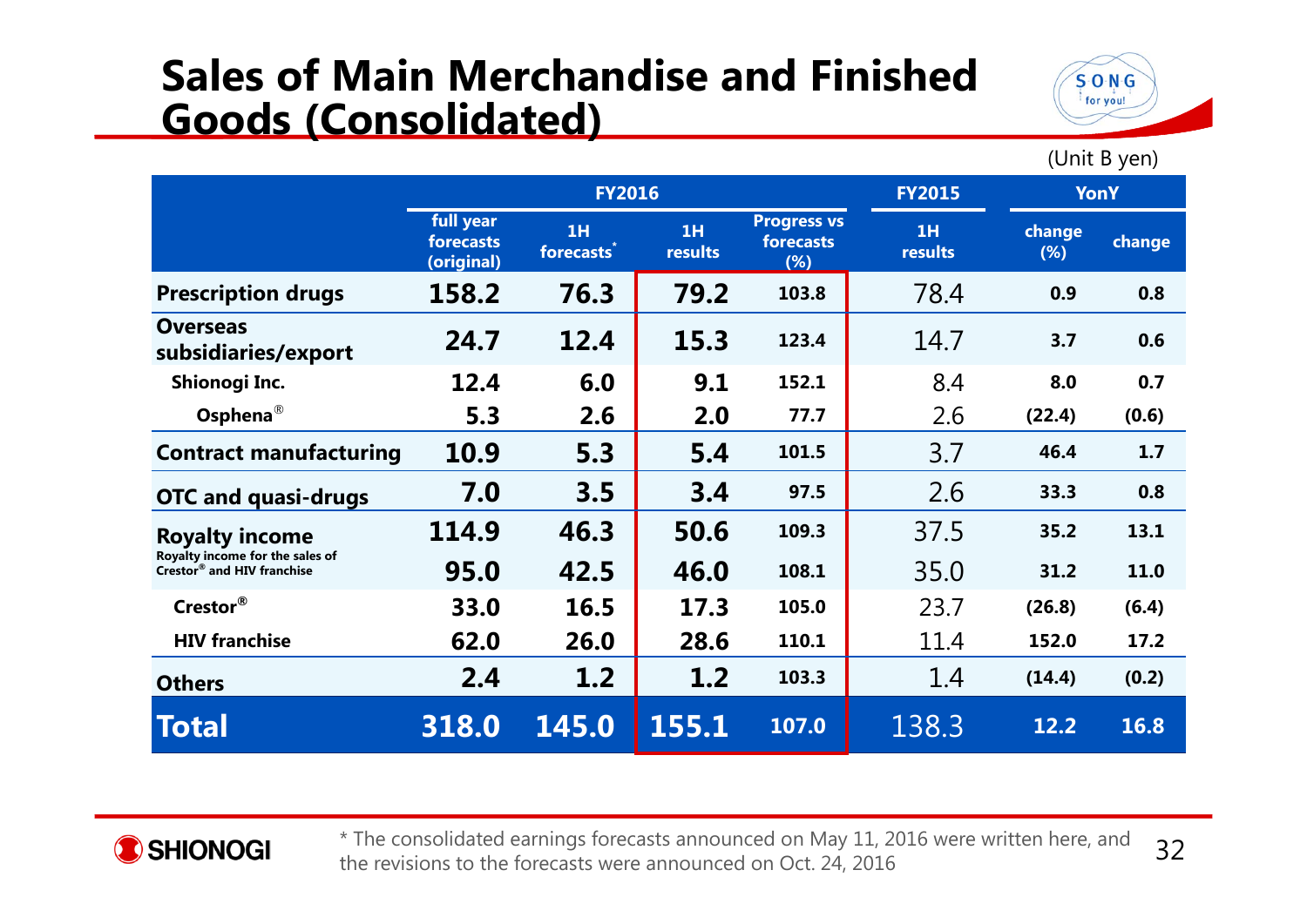# Sales of Main Merchandise and Finished Goods (Consolidated)

(Unit B yen)

| | FY2016 | | | | FY2015 | YonY | |
|---|---|---|---|---|---|---|---|
| | full year forecasts (original) | 1H forecasts* | 1H results | Progress vs forecasts (%) | 1H results | change (%) | change |
| **Prescription drugs** | 158.2 | 76.3 | 79.2 | 103.8 | 78.4 | 0.9 | 0.8 |
| **Overseas subsidiaries/export** | 24.7 | 12.4 | 15.3 | 123.4 | 14.7 | 3.7 | 0.6 |
| Shionogi Inc. | 12.4 | 6.0 | 9.1 | 152.1 | 8.4 | 8.0 | 0.7 |
| Osphena® | 5.3 | 2.6 | 2.0 | 77.7 | 2.6 | (22.4) | (0.6) |
| **Contract manufacturing** | 10.9 | 5.3 | 5.4 | 101.5 | 3.7 | 46.4 | 1.7 |
| **OTC and quasi-drugs** | 7.0 | 3.5 | 3.4 | 97.5 | 2.6 | 33.3 | 0.8 |
| **Royalty income** | 114.9 | 46.3 | 50.6 | 109.3 | 37.5 | 35.2 | 13.1 |
| Royalty income for the sales of Crestor® and HIV franchise | 95.0 | 42.5 | 46.0 | 108.1 | 35.0 | 31.2 | 11.0 |
| Crestor® | 33.0 | 16.5 | 17.3 | 105.0 | 23.7 | (26.8) | (6.4) |
| HIV franchise | 62.0 | 26.0 | 28.6 | 110.1 | 11.4 | 152.0 | 17.2 |
| **Others** | 2.4 | 1.2 | 1.2 | 103.3 | 1.4 | (14.4) | (0.2) |
| **Total** | 318.0 | 145.0 | 155.1 | 107.0 | 138.3 | 12.2 | 16.8 |

\* The consolidated earnings forecasts announced on May 11, 2016 were written here, and the revisions to the forecasts were announced on Oct. 24, 2016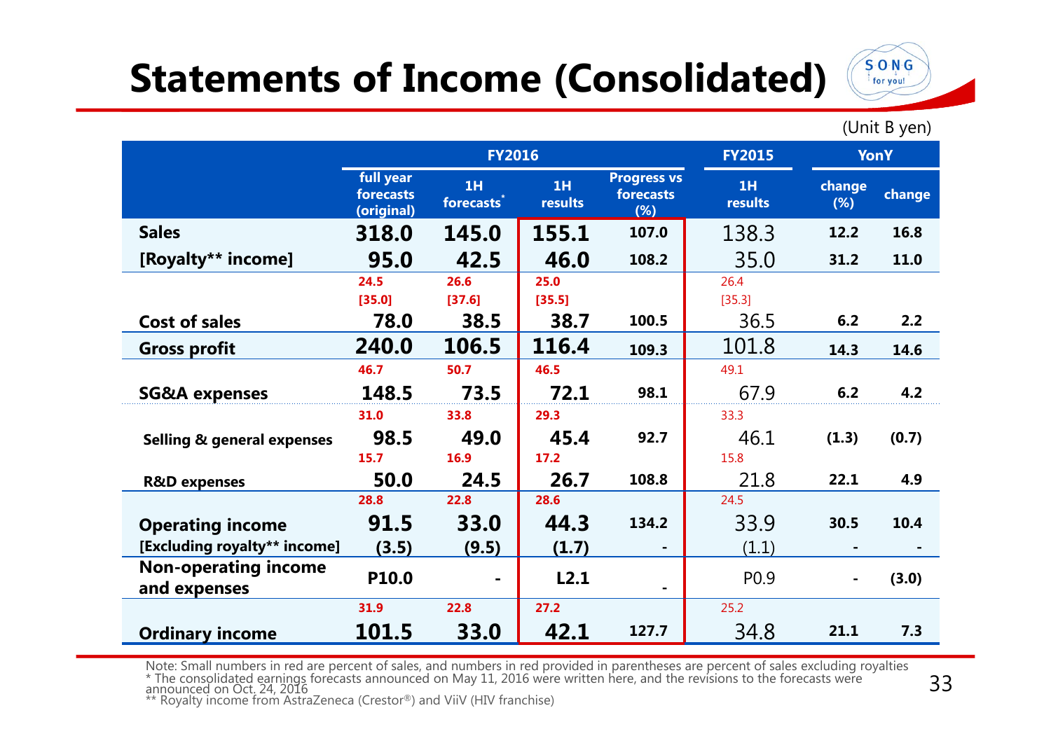# Statements of Income (Consolidated)

(Unit B yen)

| | FY2016 | | | | FY2015 | YonY | |
|---|---|---|---|---|---|---|---|
| | full year forecasts (original) | 1H forecasts* | 1H results | Progress vs forecasts (%) | 1H results | change (%) | change |
| **Sales** | **318.0** | **145.0** | **155.1** | 107.0 | 138.3 | 12.2 | 16.8 |
| **[Royalty** income]** | **95.0** | **42.5** | **46.0** | 108.2 | 35.0 | 31.2 | 11.0 |
| | 24.5 [35.0] | 26.6 [37.6] | 25.0 [35.5] | | 26.4 [35.3] | | |
| **Cost of sales** | **78.0** | **38.5** | **38.7** | 100.5 | 36.5 | 6.2 | 2.2 |
| **Gross profit** | **240.0** | **106.5** | **116.4** | 109.3 | 101.8 | 14.3 | 14.6 |
| | 46.7 | 50.7 | 46.5 | | 49.1 | | |
| **SG&A expenses** | **148.5** | **73.5** | **72.1** | 98.1 | 67.9 | 6.2 | 4.2 |
| | 31.0 | 33.8 | 29.3 | | 33.3 | | |
| **Selling & general expenses** | **98.5** | **49.0** | **45.4** | 92.7 | 46.1 | (1.3) | (0.7) |
| | 15.7 | 16.9 | 17.2 | | 15.8 | | |
| **R&D expenses** | **50.0** | **24.5** | **26.7** | 108.8 | 21.8 | 22.1 | 4.9 |
| | 28.8 | 22.8 | 28.6 | | 24.5 | | |
| **Operating income** | **91.5** | **33.0** | **44.3** | 134.2 | 33.9 | 30.5 | 10.4 |
| **[Excluding royalty** income]** | **(3.5)** | **(9.5)** | **(1.7)** | - | (1.1) | - | - |
| **Non-operating income and expenses** | **P10.0** | **-** | **L2.1** | - | P0.9 | - | (3.0) |
| | 31.9 | 22.8 | 27.2 | | 25.2 | | |
| **Ordinary income** | **101.5** | **33.0** | **42.1** | 127.7 | 34.8 | 21.1 | 7.3 |

Note: Small numbers in red are percent of sales, and numbers in red provided in parentheses are percent of sales excluding royalties
* The consolidated earnings forecasts announced on May 11, 2016 were written here, and the revisions to the forecasts were announced on Oct. 24, 2016
** Royalty income from AstraZeneca (Crestor®) and ViiV (HIV franchise)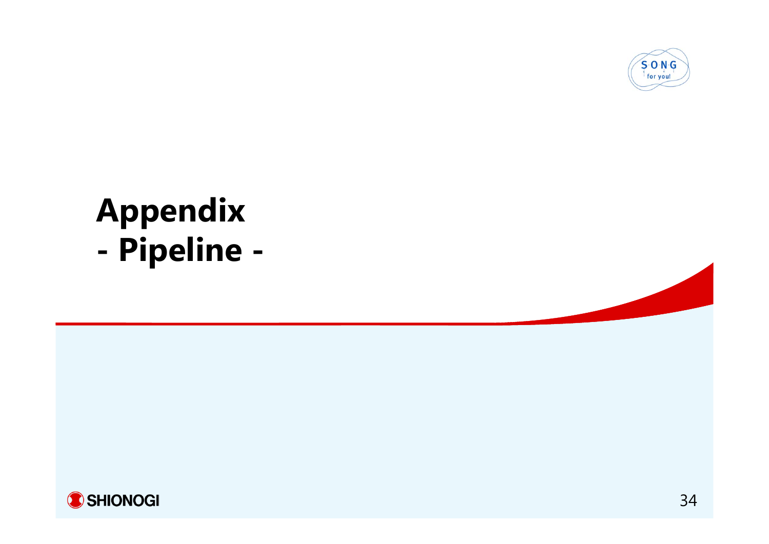# Appendix
# - Pipeline -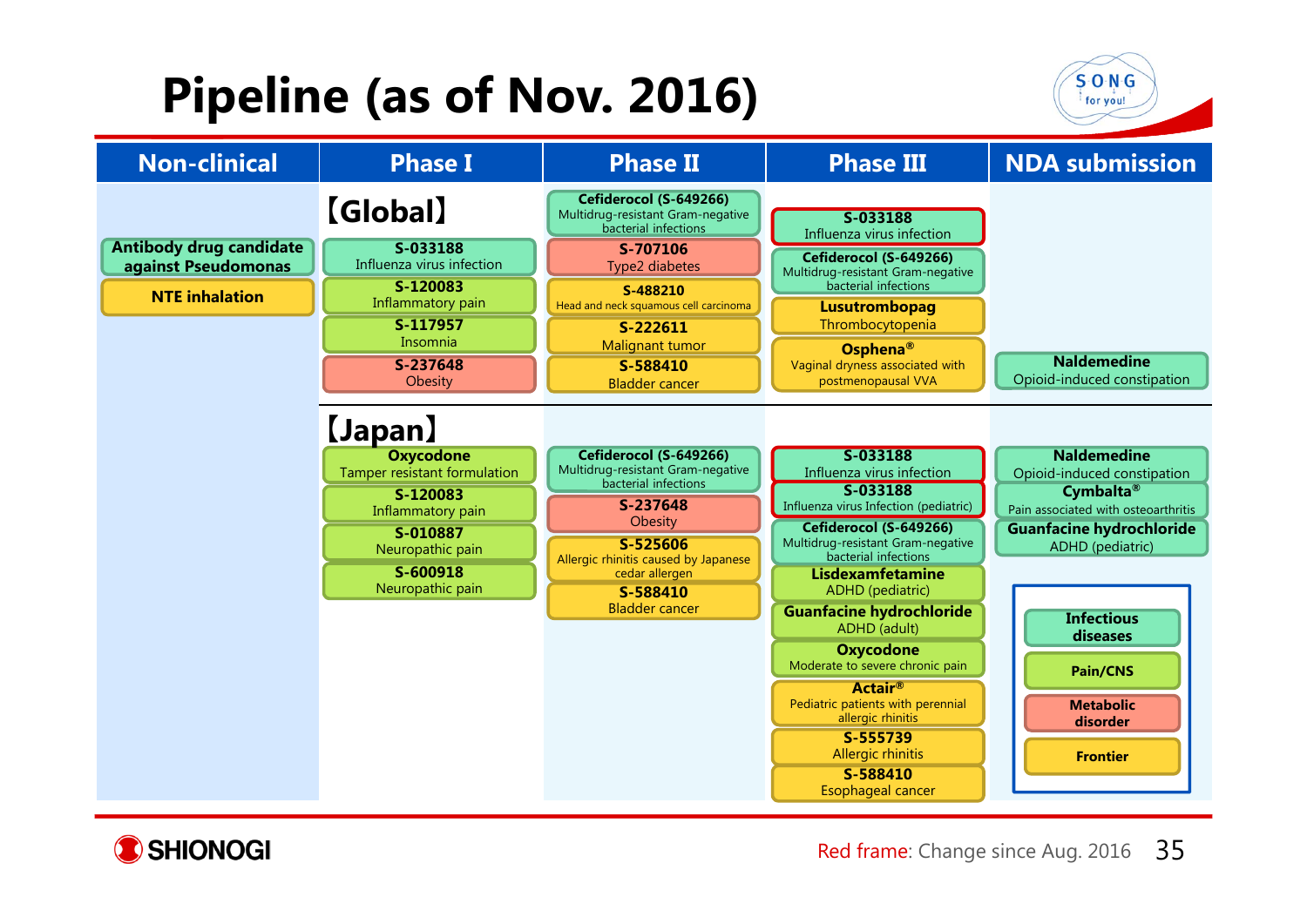# Pipeline (as of Nov. 2016)

| | Non-clinical | Phase I | Phase II | Phase III | NDA submission |
|---|---|---|---|---|---|
| **【Global】** | **Antibody drug candidate against Pseudomonas**<br>**NTE inhalation** | **S-033188** Influenza virus infection<br>**S-120083** Inflammatory pain<br>**S-117957** Insomnia<br>**S-237648** Obesity | **Cefiderocol (S-649266)** Multidrug-resistant Gram-negative bacterial infections<br>**S-707106** Type2 diabetes<br>**S-488210** Head and neck squamous cell carcinoma<br>**S-222611** Malignant tumor<br>**S-588410** Bladder cancer | **S-033188** Influenza virus infection<br>**Cefiderocol (S-649266)** Multidrug-resistant Gram-negative bacterial infections<br>**Lusutrombopag** Thrombocytopenia<br>**Osphena®** Vaginal dryness associated with postmenopausal VVA | **Naldemedine** Opioid-induced constipation |
| **【Japan】** | | **Oxycodone** Tamper resistant formulation<br>**S-120083** Inflammatory pain<br>**S-010887** Neuropathic pain<br>**S-600918** Neuropathic pain | **Cefiderocol (S-649266)** Multidrug-resistant Gram-negative bacterial infections<br>**S-237648** Obesity<br>**S-525606** Allergic rhinitis caused by Japanese cedar allergen<br>**S-588410** Bladder cancer | **S-033188** Influenza virus infection<br>**S-033188** Influenza virus Infection (pediatric)<br>**Cefiderocol (S-649266)** Multidrug-resistant Gram-negative bacterial infections<br>**Lisdexamfetamine** ADHD (pediatric)<br>**Guanfacine hydrochloride** ADHD (adult)<br>**Oxycodone** Moderate to severe chronic pain<br>**Actair®** Pediatric patients with perennial allergic rhinitis<br>**S-555739** Allergic rhinitis<br>**S-588410** Esophageal cancer | **Naldemedine** Opioid-induced constipation<br>**Cymbalta®** Pain associated with osteoarthritis<br>**Guanfacine hydrochloride** ADHD (pediatric) |

Legend:
- **Infectious diseases**
- **Pain/CNS**
- **Metabolic disorder**
- **Frontier**

Red frame: Change since Aug. 2016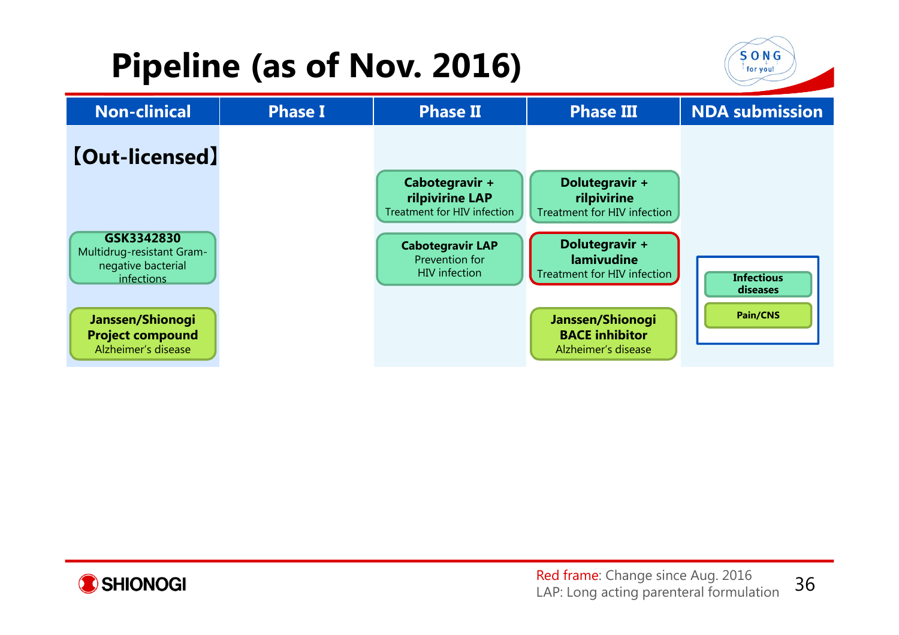# Pipeline (as of Nov. 2016)

| Non-clinical | Phase I | Phase II | Phase III | NDA submission |
|---|---|---|---|---|
| 【Out-licensed】 | | | | |
| | | **Cabotegravir + rilpivirine LAP** Treatment for HIV infection | **Dolutegravir + rilpivirine** Treatment for HIV infection | |
| **GSK3342830** Multidrug-resistant Gram-negative bacterial infections | | **Cabotegravir LAP** Prevention for HIV infection | **Dolutegravir + lamivudine** Treatment for HIV infection | |
| **Janssen/Shionogi Project compound** Alzheimer's disease | | | **Janssen/Shionogi BACE inhibitor** Alzheimer's disease | |

Legend: **Infectious diseases**; **Pain/CNS**

Red frame: Change since Aug. 2016
LAP: Long acting parenteral formulation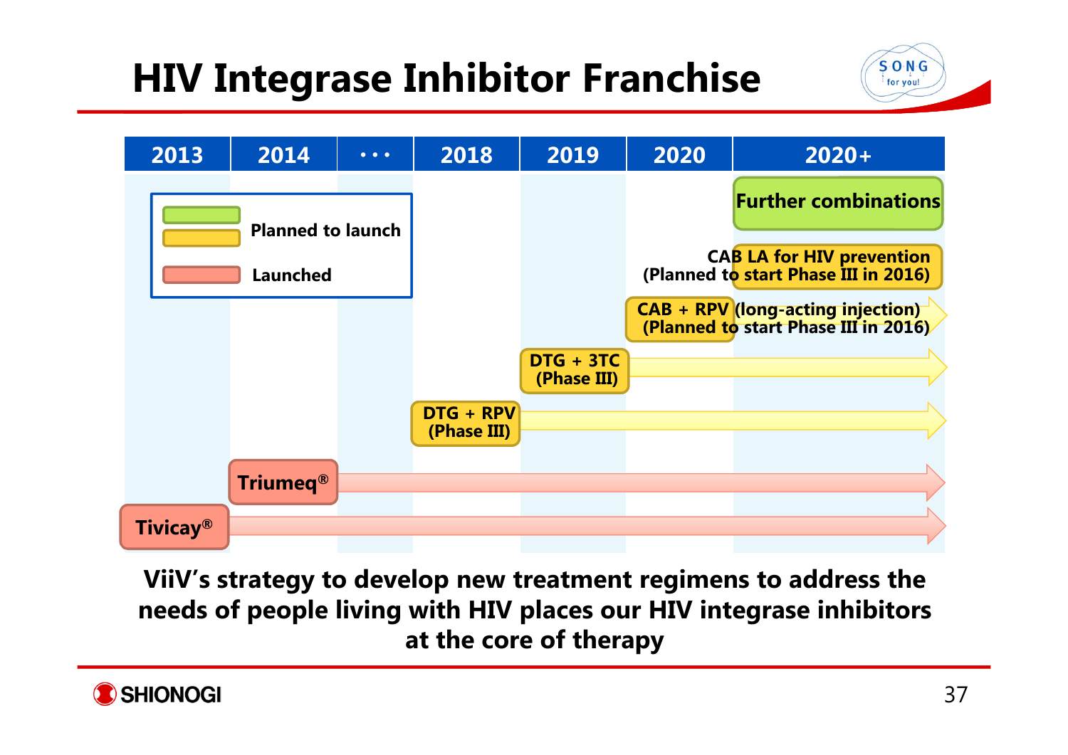# HIV Integrase Inhibitor Franchise

| 2013 | 2014 | ・・・ | 2018 | 2019 | 2020 | 2020+ |
|---|---|---|---|---|---|---|
| | | | | | | Further combinations |
| | | | | | | CAB LA for HIV prevention (Planned to start Phase III in 2016) |
| | | | | | CAB + RPV (long-acting injection) (Planned to start Phase III in 2016) → | → |
| | | | | DTG + 3TC (Phase III) → | → | → |
| | | | DTG + RPV (Phase III) → | → | → | → |
| | Triumeq® → | → | → | → | → | → |
| Tivicay® → | → | → | → | → | → | → |

Legend:
- Green / Yellow: Planned to launch
- Red: Launched

**ViiV's strategy to develop new treatment regimens to address the needs of people living with HIV places our HIV integrase inhibitors at the core of therapy**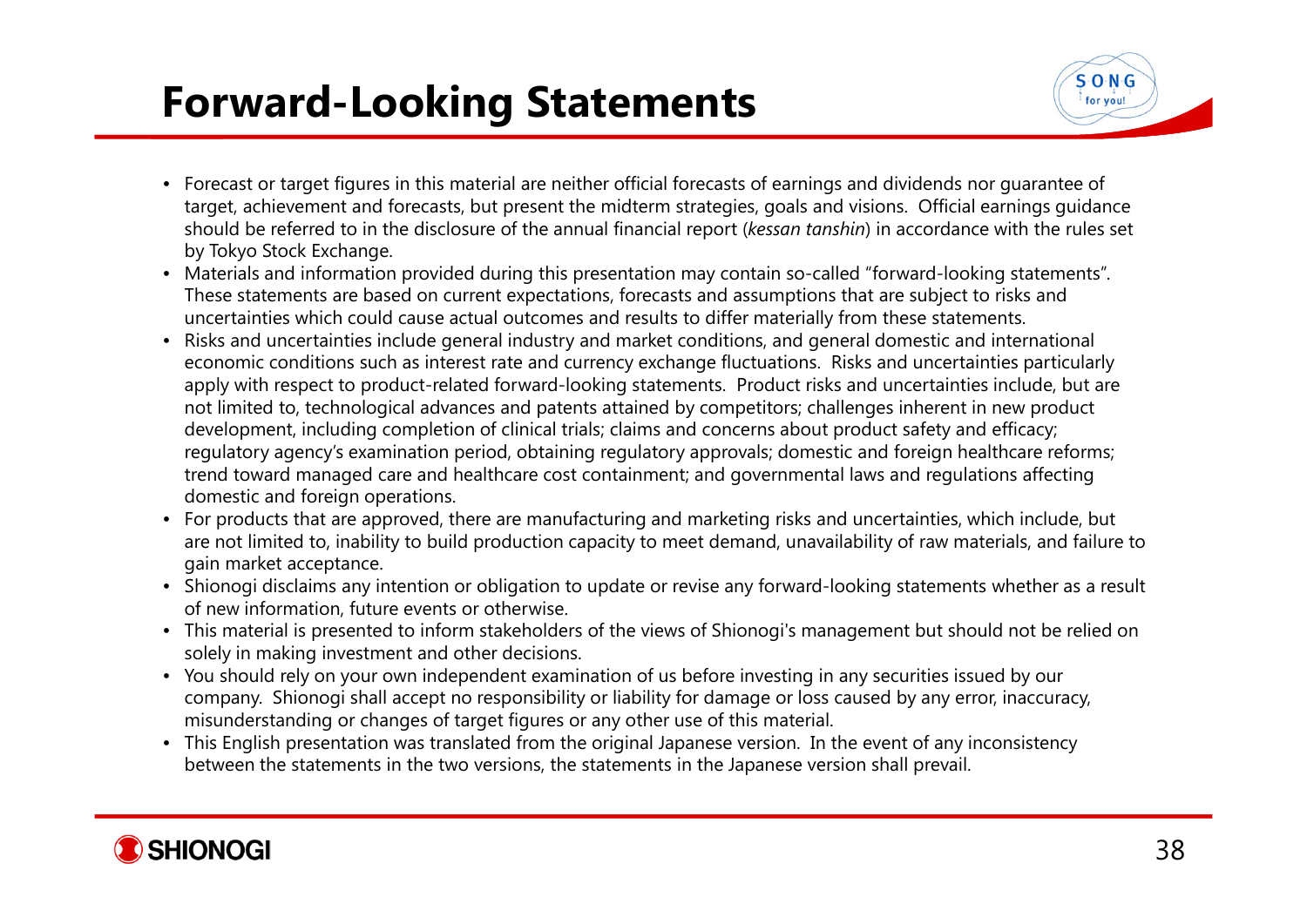# Forward-Looking Statements

- Forecast or target figures in this material are neither official forecasts of earnings and dividends nor guarantee of target, achievement and forecasts, but present the midterm strategies, goals and visions. Official earnings guidance should be referred to in the disclosure of the annual financial report (*kessan tanshin*) in accordance with the rules set by Tokyo Stock Exchange.
- Materials and information provided during this presentation may contain so-called "forward-looking statements". These statements are based on current expectations, forecasts and assumptions that are subject to risks and uncertainties which could cause actual outcomes and results to differ materially from these statements.
- Risks and uncertainties include general industry and market conditions, and general domestic and international economic conditions such as interest rate and currency exchange fluctuations. Risks and uncertainties particularly apply with respect to product-related forward-looking statements. Product risks and uncertainties include, but are not limited to, technological advances and patents attained by competitors; challenges inherent in new product development, including completion of clinical trials; claims and concerns about product safety and efficacy; regulatory agency's examination period, obtaining regulatory approvals; domestic and foreign healthcare reforms; trend toward managed care and healthcare cost containment; and governmental laws and regulations affecting domestic and foreign operations.
- For products that are approved, there are manufacturing and marketing risks and uncertainties, which include, but are not limited to, inability to build production capacity to meet demand, unavailability of raw materials, and failure to gain market acceptance.
- Shionogi disclaims any intention or obligation to update or revise any forward-looking statements whether as a result of new information, future events or otherwise.
- This material is presented to inform stakeholders of the views of Shionogi's management but should not be relied on solely in making investment and other decisions.
- You should rely on your own independent examination of us before investing in any securities issued by our company. Shionogi shall accept no responsibility or liability for damage or loss caused by any error, inaccuracy, misunderstanding or changes of target figures or any other use of this material.
- This English presentation was translated from the original Japanese version. In the event of any inconsistency between the statements in the two versions, the statements in the Japanese version shall prevail.